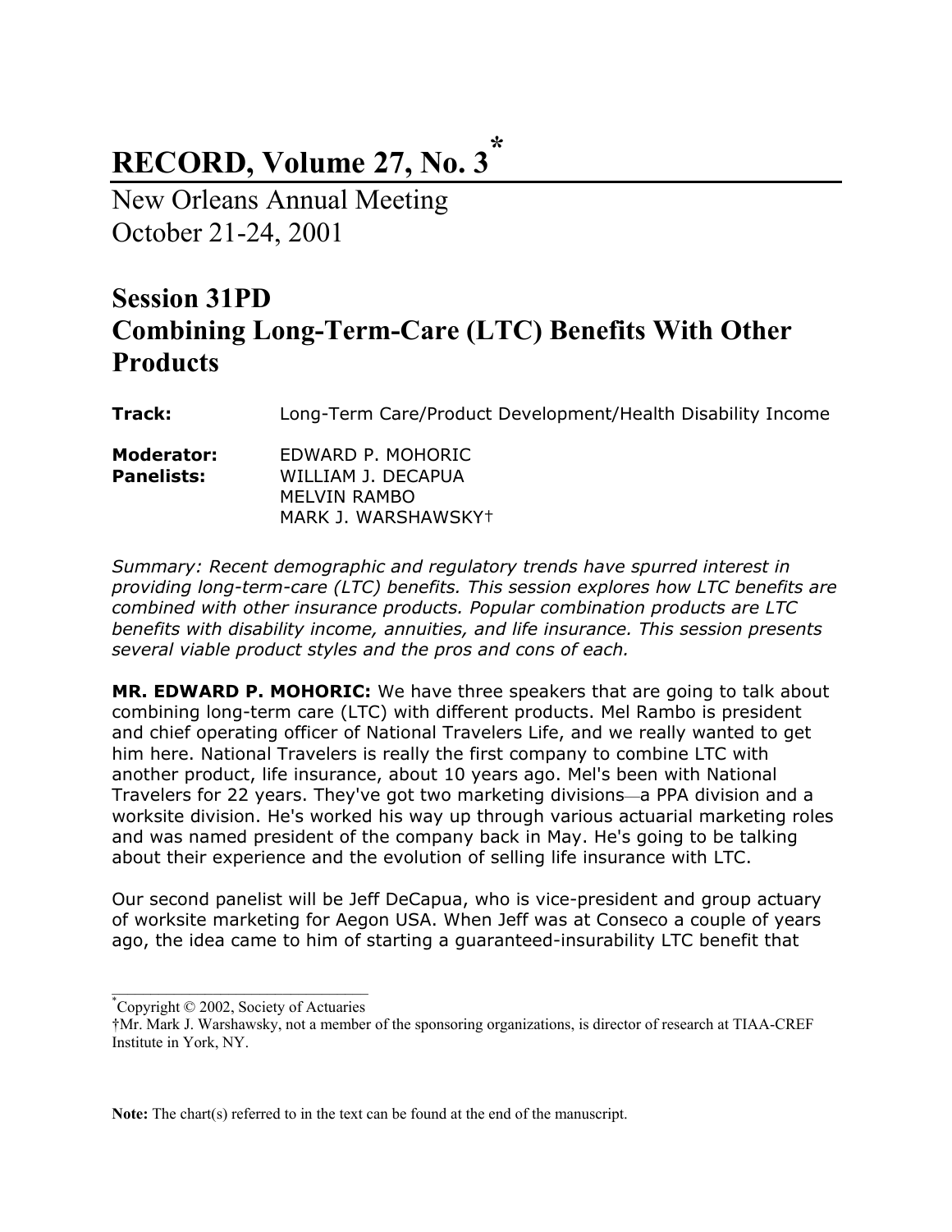# RECORD, Volume 27, No. 3*

New Orleans Annual Meeting
October 21-24, 2001

## Session 31PD
## Combining Long-Term-Care (LTC) Benefits With Other Products

**Track:** Long-Term Care/Product Development/Health Disability Income

**Moderator:** EDWARD P. MOHORIC
**Panelists:** WILLIAM J. DECAPUA
MELVIN RAMBO
MARK J. WARSHAWSKY†

*Summary: Recent demographic and regulatory trends have spurred interest in providing long-term-care (LTC) benefits. This session explores how LTC benefits are combined with other insurance products. Popular combination products are LTC benefits with disability income, annuities, and life insurance. This session presents several viable product styles and the pros and cons of each.*

**MR. EDWARD P. MOHORIC:** We have three speakers that are going to talk about combining long-term care (LTC) with different products. Mel Rambo is president and chief operating officer of National Travelers Life, and we really wanted to get him here. National Travelers is really the first company to combine LTC with another product, life insurance, about 10 years ago. Mel's been with National Travelers for 22 years. They've got two marketing divisions—a PPA division and a worksite division. He's worked his way up through various actuarial marketing roles and was named president of the company back in May. He's going to be talking about their experience and the evolution of selling life insurance with LTC.

Our second panelist will be Jeff DeCapua, who is vice-president and group actuary of worksite marketing for Aegon USA. When Jeff was at Conseco a couple of years ago, the idea came to him of starting a guaranteed-insurability LTC benefit that

---

*Copyright © 2002, Society of Actuaries

†Mr. Mark J. Warshawsky, not a member of the sponsoring organizations, is director of research at TIAA-CREF Institute in York, NY.

**Note:** The chart(s) referred to in the text can be found at the end of the manuscript.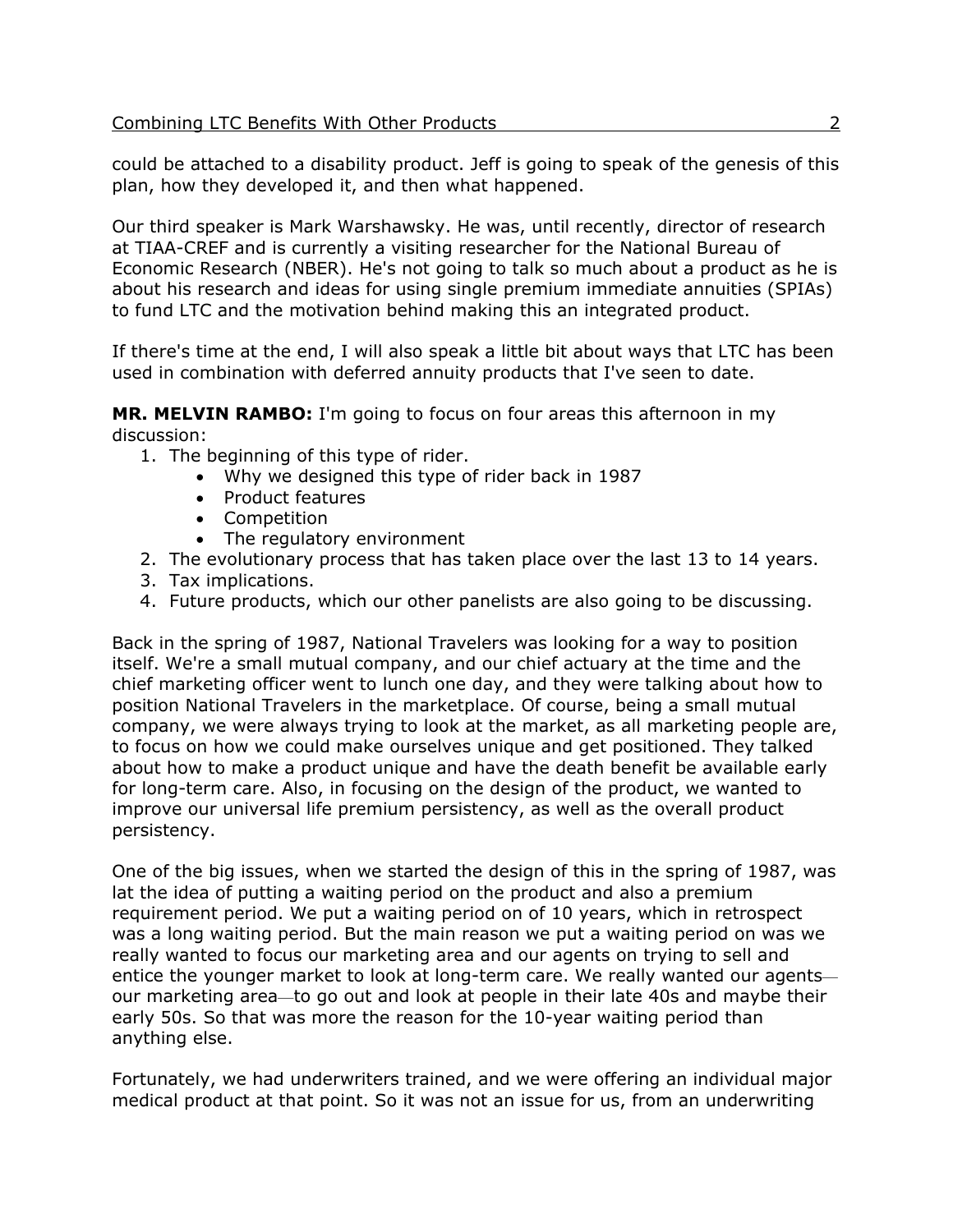could be attached to a disability product. Jeff is going to speak of the genesis of this plan, how they developed it, and then what happened.

Our third speaker is Mark Warshawsky. He was, until recently, director of research at TIAA-CREF and is currently a visiting researcher for the National Bureau of Economic Research (NBER). He's not going to talk so much about a product as he is about his research and ideas for using single premium immediate annuities (SPIAs) to fund LTC and the motivation behind making this an integrated product.

If there's time at the end, I will also speak a little bit about ways that LTC has been used in combination with deferred annuity products that I've seen to date.

**MR. MELVIN RAMBO:** I'm going to focus on four areas this afternoon in my discussion:

1. The beginning of this type of rider.
   - Why we designed this type of rider back in 1987
   - Product features
   - Competition
   - The regulatory environment
2. The evolutionary process that has taken place over the last 13 to 14 years.
3. Tax implications.
4. Future products, which our other panelists are also going to be discussing.

Back in the spring of 1987, National Travelers was looking for a way to position itself. We're a small mutual company, and our chief actuary at the time and the chief marketing officer went to lunch one day, and they were talking about how to position National Travelers in the marketplace. Of course, being a small mutual company, we were always trying to look at the market, as all marketing people are, to focus on how we could make ourselves unique and get positioned. They talked about how to make a product unique and have the death benefit be available early for long-term care. Also, in focusing on the design of the product, we wanted to improve our universal life premium persistency, as well as the overall product persistency.

One of the big issues, when we started the design of this in the spring of 1987, was lat the idea of putting a waiting period on the product and also a premium requirement period. We put a waiting period on of 10 years, which in retrospect was a long waiting period. But the main reason we put a waiting period on was we really wanted to focus our marketing area and our agents on trying to sell and entice the younger market to look at long-term care. We really wanted our agents—our marketing area—to go out and look at people in their late 40s and maybe their early 50s. So that was more the reason for the 10-year waiting period than anything else.

Fortunately, we had underwriters trained, and we were offering an individual major medical product at that point. So it was not an issue for us, from an underwriting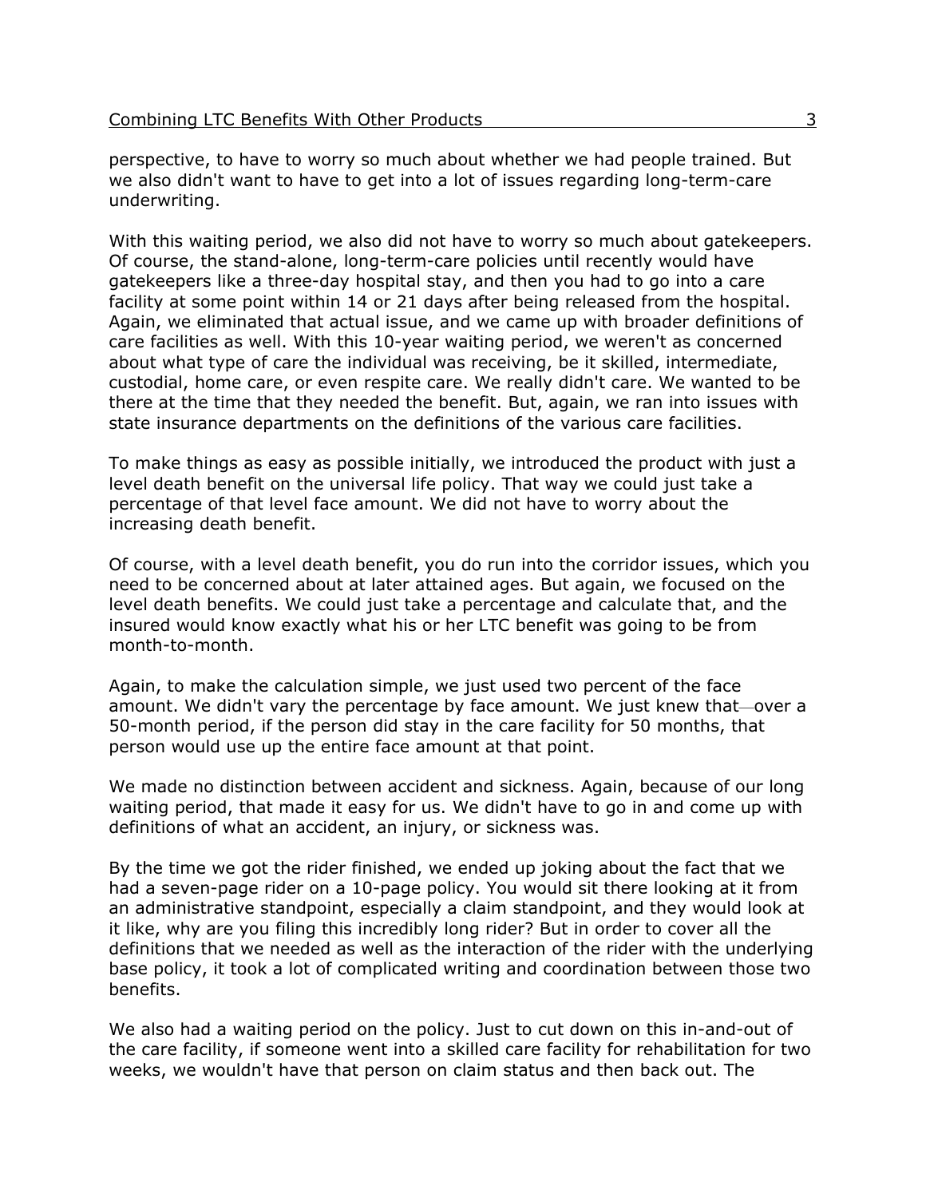perspective, to have to worry so much about whether we had people trained. But we also didn't want to have to get into a lot of issues regarding long-term-care underwriting.

With this waiting period, we also did not have to worry so much about gatekeepers. Of course, the stand-alone, long-term-care policies until recently would have gatekeepers like a three-day hospital stay, and then you had to go into a care facility at some point within 14 or 21 days after being released from the hospital. Again, we eliminated that actual issue, and we came up with broader definitions of care facilities as well. With this 10-year waiting period, we weren't as concerned about what type of care the individual was receiving, be it skilled, intermediate, custodial, home care, or even respite care. We really didn't care. We wanted to be there at the time that they needed the benefit. But, again, we ran into issues with state insurance departments on the definitions of the various care facilities.

To make things as easy as possible initially, we introduced the product with just a level death benefit on the universal life policy. That way we could just take a percentage of that level face amount. We did not have to worry about the increasing death benefit.

Of course, with a level death benefit, you do run into the corridor issues, which you need to be concerned about at later attained ages. But again, we focused on the level death benefits. We could just take a percentage and calculate that, and the insured would know exactly what his or her LTC benefit was going to be from month-to-month.

Again, to make the calculation simple, we just used two percent of the face amount. We didn't vary the percentage by face amount. We just knew that—over a 50-month period, if the person did stay in the care facility for 50 months, that person would use up the entire face amount at that point.

We made no distinction between accident and sickness. Again, because of our long waiting period, that made it easy for us. We didn't have to go in and come up with definitions of what an accident, an injury, or sickness was.

By the time we got the rider finished, we ended up joking about the fact that we had a seven-page rider on a 10-page policy. You would sit there looking at it from an administrative standpoint, especially a claim standpoint, and they would look at it like, why are you filing this incredibly long rider? But in order to cover all the definitions that we needed as well as the interaction of the rider with the underlying base policy, it took a lot of complicated writing and coordination between those two benefits.

We also had a waiting period on the policy. Just to cut down on this in-and-out of the care facility, if someone went into a skilled care facility for rehabilitation for two weeks, we wouldn't have that person on claim status and then back out. The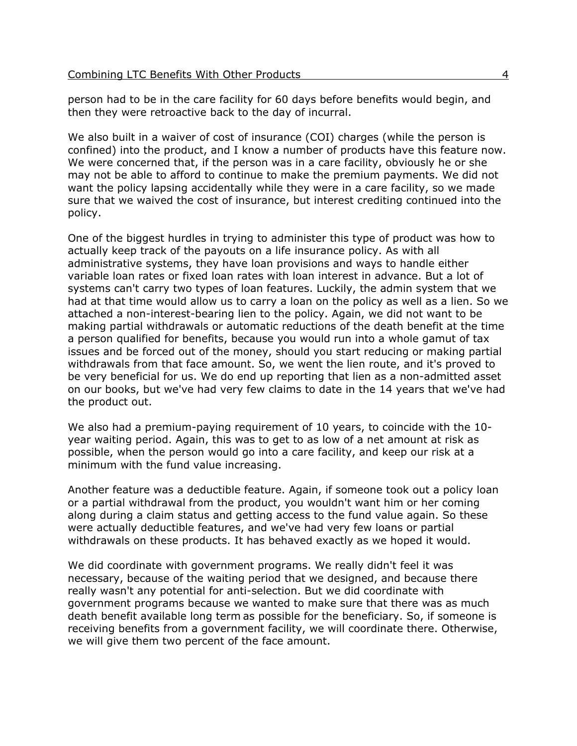person had to be in the care facility for 60 days before benefits would begin, and then they were retroactive back to the day of incurral.

We also built in a waiver of cost of insurance (COI) charges (while the person is confined) into the product, and I know a number of products have this feature now. We were concerned that, if the person was in a care facility, obviously he or she may not be able to afford to continue to make the premium payments. We did not want the policy lapsing accidentally while they were in a care facility, so we made sure that we waived the cost of insurance, but interest crediting continued into the policy.

One of the biggest hurdles in trying to administer this type of product was how to actually keep track of the payouts on a life insurance policy. As with all administrative systems, they have loan provisions and ways to handle either variable loan rates or fixed loan rates with loan interest in advance. But a lot of systems can't carry two types of loan features. Luckily, the admin system that we had at that time would allow us to carry a loan on the policy as well as a lien. So we attached a non-interest-bearing lien to the policy. Again, we did not want to be making partial withdrawals or automatic reductions of the death benefit at the time a person qualified for benefits, because you would run into a whole gamut of tax issues and be forced out of the money, should you start reducing or making partial withdrawals from that face amount. So, we went the lien route, and it's proved to be very beneficial for us. We do end up reporting that lien as a non-admitted asset on our books, but we've had very few claims to date in the 14 years that we've had the product out.

We also had a premium-paying requirement of 10 years, to coincide with the 10-year waiting period. Again, this was to get to as low of a net amount at risk as possible, when the person would go into a care facility, and keep our risk at a minimum with the fund value increasing.

Another feature was a deductible feature. Again, if someone took out a policy loan or a partial withdrawal from the product, you wouldn't want him or her coming along during a claim status and getting access to the fund value again. So these were actually deductible features, and we've had very few loans or partial withdrawals on these products. It has behaved exactly as we hoped it would.

We did coordinate with government programs. We really didn't feel it was necessary, because of the waiting period that we designed, and because there really wasn't any potential for anti-selection. But we did coordinate with government programs because we wanted to make sure that there was as much death benefit available long term as possible for the beneficiary. So, if someone is receiving benefits from a government facility, we will coordinate there. Otherwise, we will give them two percent of the face amount.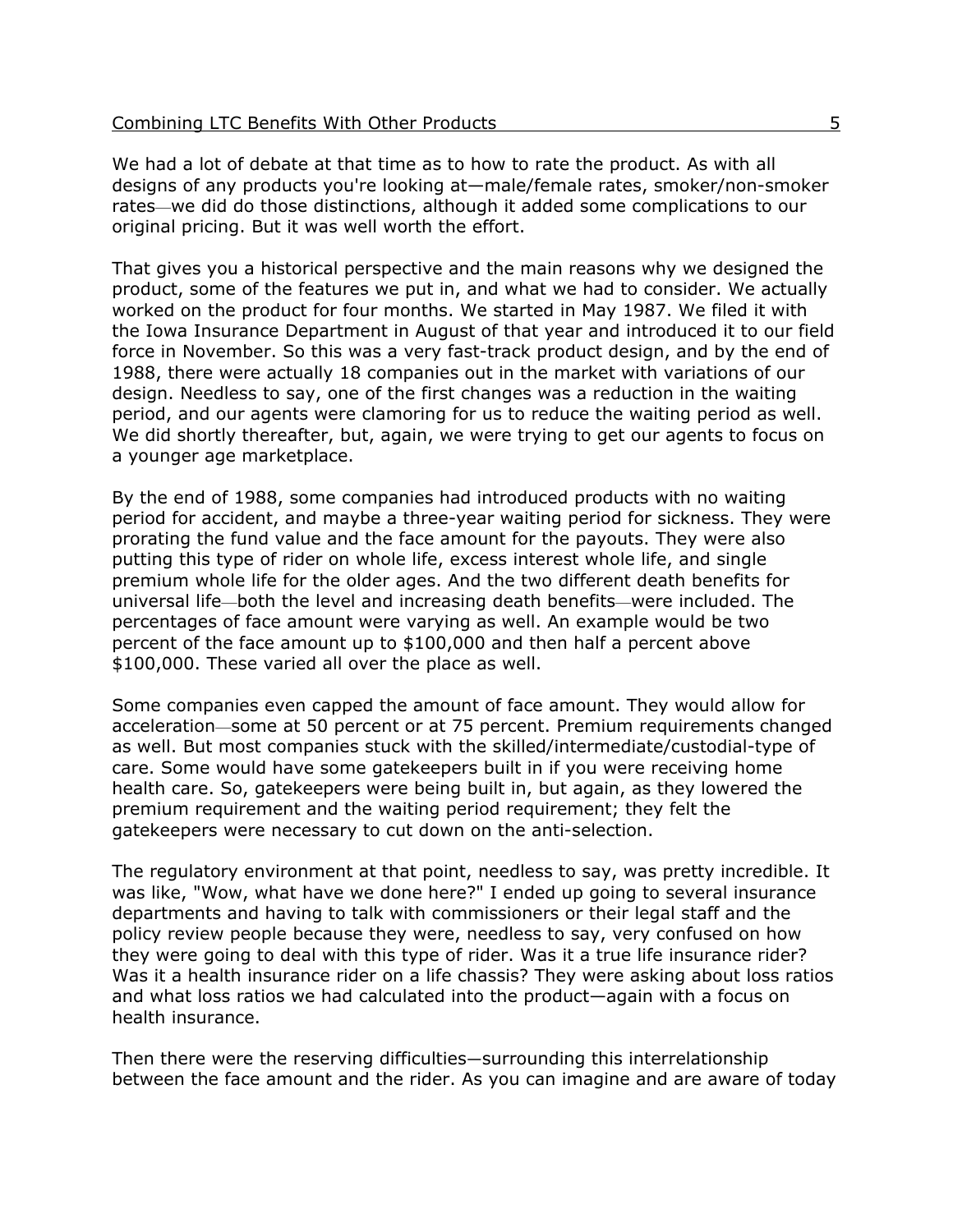We had a lot of debate at that time as to how to rate the product. As with all designs of any products you're looking at—male/female rates, smoker/non-smoker rates—we did do those distinctions, although it added some complications to our original pricing. But it was well worth the effort.

That gives you a historical perspective and the main reasons why we designed the product, some of the features we put in, and what we had to consider. We actually worked on the product for four months. We started in May 1987. We filed it with the Iowa Insurance Department in August of that year and introduced it to our field force in November. So this was a very fast-track product design, and by the end of 1988, there were actually 18 companies out in the market with variations of our design. Needless to say, one of the first changes was a reduction in the waiting period, and our agents were clamoring for us to reduce the waiting period as well. We did shortly thereafter, but, again, we were trying to get our agents to focus on a younger age marketplace.

By the end of 1988, some companies had introduced products with no waiting period for accident, and maybe a three-year waiting period for sickness. They were prorating the fund value and the face amount for the payouts. They were also putting this type of rider on whole life, excess interest whole life, and single premium whole life for the older ages. And the two different death benefits for universal life—both the level and increasing death benefits—were included. The percentages of face amount were varying as well. An example would be two percent of the face amount up to $100,000 and then half a percent above $100,000. These varied all over the place as well.

Some companies even capped the amount of face amount. They would allow for acceleration—some at 50 percent or at 75 percent. Premium requirements changed as well. But most companies stuck with the skilled/intermediate/custodial-type of care. Some would have some gatekeepers built in if you were receiving home health care. So, gatekeepers were being built in, but again, as they lowered the premium requirement and the waiting period requirement; they felt the gatekeepers were necessary to cut down on the anti-selection.

The regulatory environment at that point, needless to say, was pretty incredible. It was like, "Wow, what have we done here?" I ended up going to several insurance departments and having to talk with commissioners or their legal staff and the policy review people because they were, needless to say, very confused on how they were going to deal with this type of rider. Was it a true life insurance rider? Was it a health insurance rider on a life chassis? They were asking about loss ratios and what loss ratios we had calculated into the product—again with a focus on health insurance.

Then there were the reserving difficulties—surrounding this interrelationship between the face amount and the rider. As you can imagine and are aware of today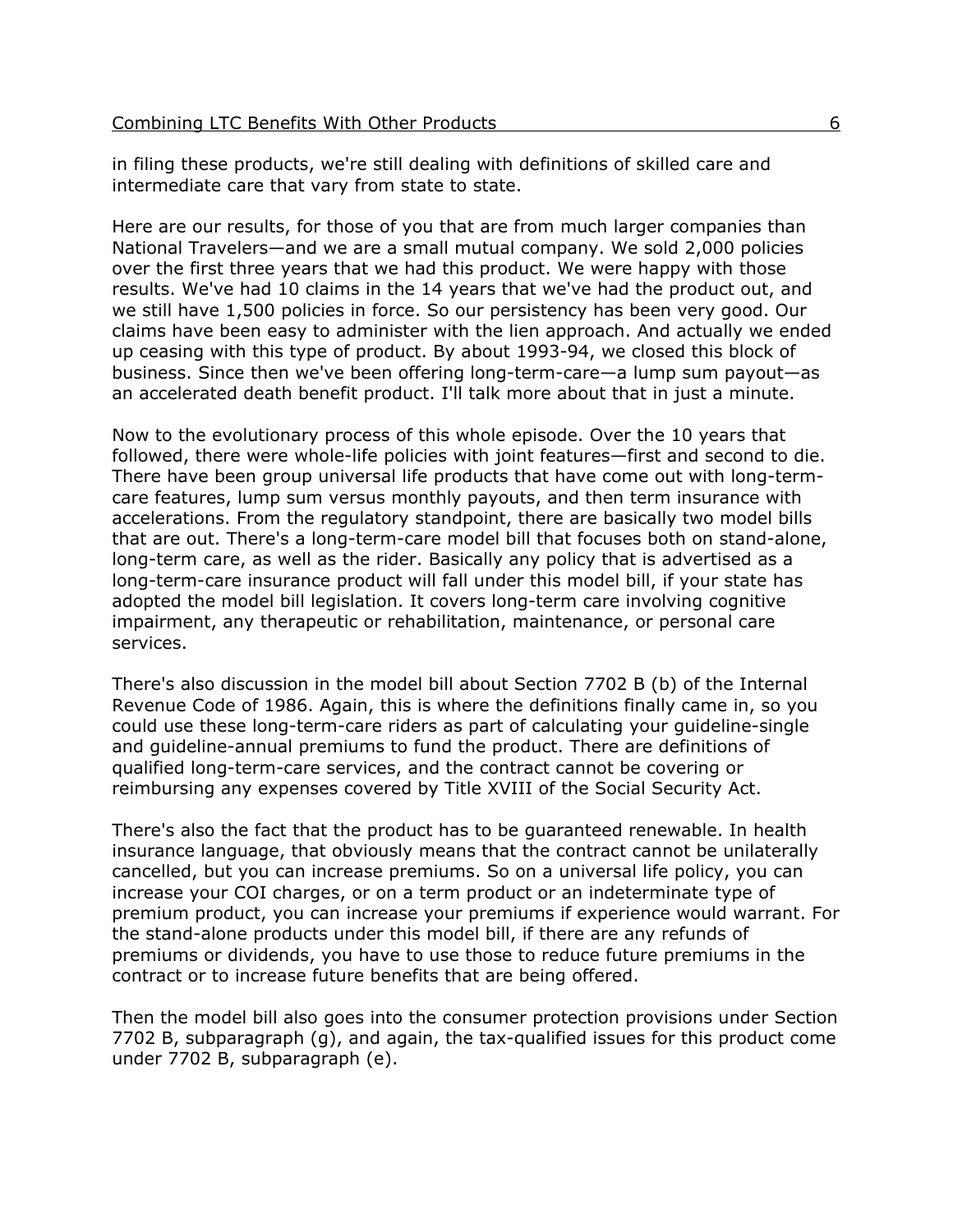in filing these products, we're still dealing with definitions of skilled care and intermediate care that vary from state to state.

Here are our results, for those of you that are from much larger companies than National Travelers—and we are a small mutual company. We sold 2,000 policies over the first three years that we had this product. We were happy with those results. We've had 10 claims in the 14 years that we've had the product out, and we still have 1,500 policies in force. So our persistency has been very good. Our claims have been easy to administer with the lien approach. And actually we ended up ceasing with this type of product. By about 1993-94, we closed this block of business. Since then we've been offering long-term-care—a lump sum payout—as an accelerated death benefit product. I'll talk more about that in just a minute.

Now to the evolutionary process of this whole episode. Over the 10 years that followed, there were whole-life policies with joint features—first and second to die. There have been group universal life products that have come out with long-term-care features, lump sum versus monthly payouts, and then term insurance with accelerations. From the regulatory standpoint, there are basically two model bills that are out. There's a long-term-care model bill that focuses both on stand-alone, long-term care, as well as the rider. Basically any policy that is advertised as a long-term-care insurance product will fall under this model bill, if your state has adopted the model bill legislation. It covers long-term care involving cognitive impairment, any therapeutic or rehabilitation, maintenance, or personal care services.

There's also discussion in the model bill about Section 7702 B (b) of the Internal Revenue Code of 1986. Again, this is where the definitions finally came in, so you could use these long-term-care riders as part of calculating your guideline-single and guideline-annual premiums to fund the product. There are definitions of qualified long-term-care services, and the contract cannot be covering or reimbursing any expenses covered by Title XVIII of the Social Security Act.

There's also the fact that the product has to be guaranteed renewable. In health insurance language, that obviously means that the contract cannot be unilaterally cancelled, but you can increase premiums. So on a universal life policy, you can increase your COI charges, or on a term product or an indeterminate type of premium product, you can increase your premiums if experience would warrant. For the stand-alone products under this model bill, if there are any refunds of premiums or dividends, you have to use those to reduce future premiums in the contract or to increase future benefits that are being offered.

Then the model bill also goes into the consumer protection provisions under Section 7702 B, subparagraph (g), and again, the tax-qualified issues for this product come under 7702 B, subparagraph (e).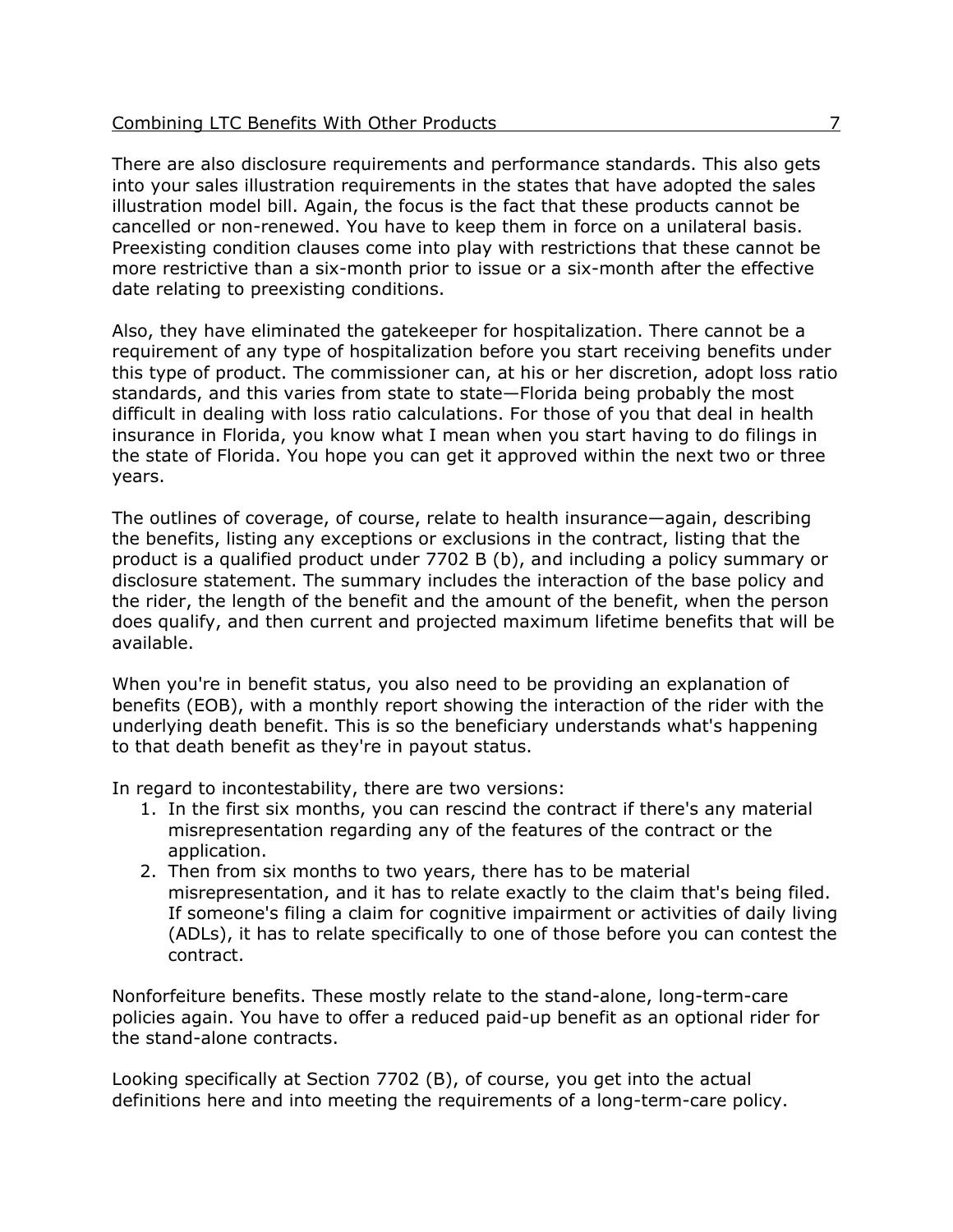There are also disclosure requirements and performance standards. This also gets into your sales illustration requirements in the states that have adopted the sales illustration model bill. Again, the focus is the fact that these products cannot be cancelled or non-renewed. You have to keep them in force on a unilateral basis. Preexisting condition clauses come into play with restrictions that these cannot be more restrictive than a six-month prior to issue or a six-month after the effective date relating to preexisting conditions.

Also, they have eliminated the gatekeeper for hospitalization. There cannot be a requirement of any type of hospitalization before you start receiving benefits under this type of product. The commissioner can, at his or her discretion, adopt loss ratio standards, and this varies from state to state—Florida being probably the most difficult in dealing with loss ratio calculations. For those of you that deal in health insurance in Florida, you know what I mean when you start having to do filings in the state of Florida. You hope you can get it approved within the next two or three years.

The outlines of coverage, of course, relate to health insurance—again, describing the benefits, listing any exceptions or exclusions in the contract, listing that the product is a qualified product under 7702 B (b), and including a policy summary or disclosure statement. The summary includes the interaction of the base policy and the rider, the length of the benefit and the amount of the benefit, when the person does qualify, and then current and projected maximum lifetime benefits that will be available.

When you're in benefit status, you also need to be providing an explanation of benefits (EOB), with a monthly report showing the interaction of the rider with the underlying death benefit. This is so the beneficiary understands what's happening to that death benefit as they're in payout status.

In regard to incontestability, there are two versions:

1. In the first six months, you can rescind the contract if there's any material misrepresentation regarding any of the features of the contract or the application.
2. Then from six months to two years, there has to be material misrepresentation, and it has to relate exactly to the claim that's being filed. If someone's filing a claim for cognitive impairment or activities of daily living (ADLs), it has to relate specifically to one of those before you can contest the contract.

Nonforfeiture benefits. These mostly relate to the stand-alone, long-term-care policies again. You have to offer a reduced paid-up benefit as an optional rider for the stand-alone contracts.

Looking specifically at Section 7702 (B), of course, you get into the actual definitions here and into meeting the requirements of a long-term-care policy.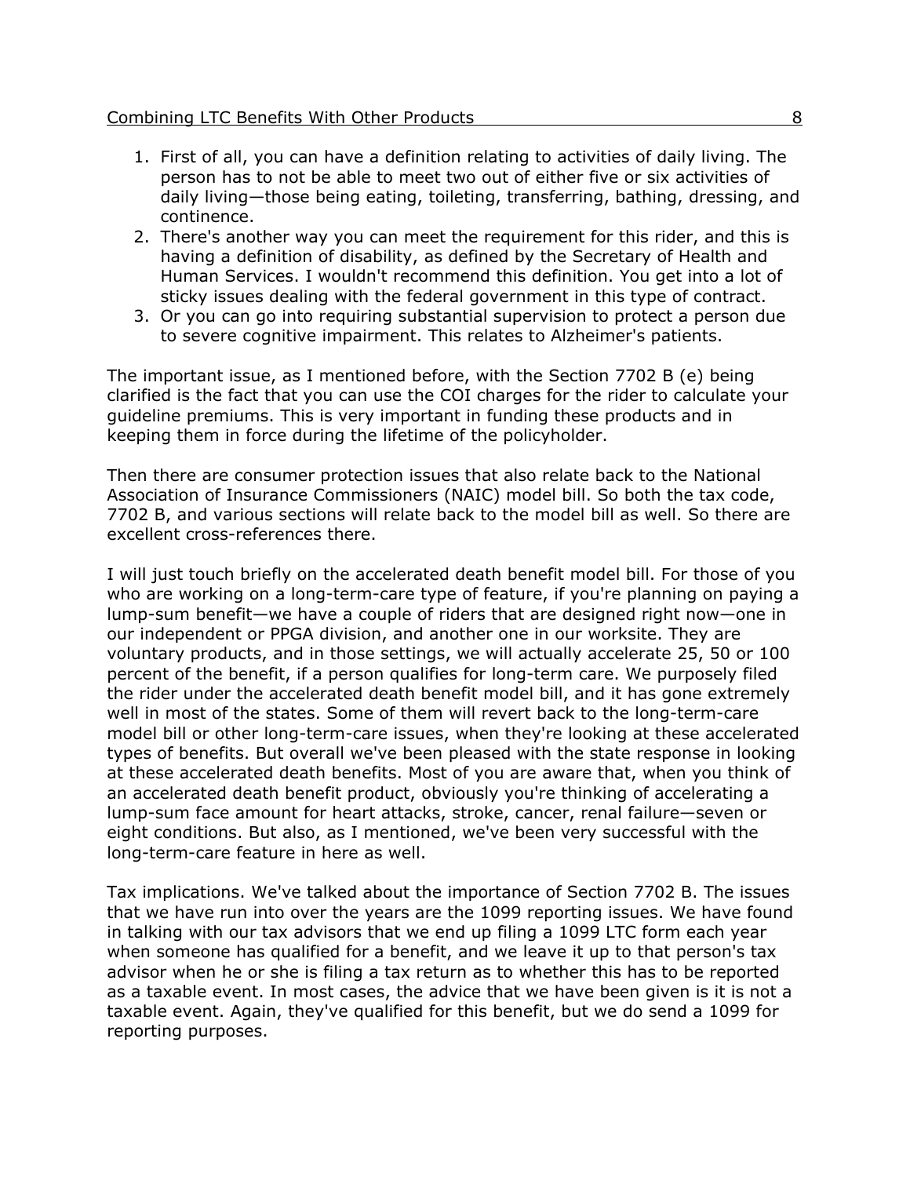1. First of all, you can have a definition relating to activities of daily living. The person has to not be able to meet two out of either five or six activities of daily living—those being eating, toileting, transferring, bathing, dressing, and continence.
2. There's another way you can meet the requirement for this rider, and this is having a definition of disability, as defined by the Secretary of Health and Human Services. I wouldn't recommend this definition. You get into a lot of sticky issues dealing with the federal government in this type of contract.
3. Or you can go into requiring substantial supervision to protect a person due to severe cognitive impairment. This relates to Alzheimer's patients.

The important issue, as I mentioned before, with the Section 7702 B (e) being clarified is the fact that you can use the COI charges for the rider to calculate your guideline premiums. This is very important in funding these products and in keeping them in force during the lifetime of the policyholder.

Then there are consumer protection issues that also relate back to the National Association of Insurance Commissioners (NAIC) model bill. So both the tax code, 7702 B, and various sections will relate back to the model bill as well. So there are excellent cross-references there.

I will just touch briefly on the accelerated death benefit model bill. For those of you who are working on a long-term-care type of feature, if you're planning on paying a lump-sum benefit—we have a couple of riders that are designed right now—one in our independent or PPGA division, and another one in our worksite. They are voluntary products, and in those settings, we will actually accelerate 25, 50 or 100 percent of the benefit, if a person qualifies for long-term care. We purposely filed the rider under the accelerated death benefit model bill, and it has gone extremely well in most of the states. Some of them will revert back to the long-term-care model bill or other long-term-care issues, when they're looking at these accelerated types of benefits. But overall we've been pleased with the state response in looking at these accelerated death benefits. Most of you are aware that, when you think of an accelerated death benefit product, obviously you're thinking of accelerating a lump-sum face amount for heart attacks, stroke, cancer, renal failure—seven or eight conditions. But also, as I mentioned, we've been very successful with the long-term-care feature in here as well.

Tax implications. We've talked about the importance of Section 7702 B. The issues that we have run into over the years are the 1099 reporting issues. We have found in talking with our tax advisors that we end up filing a 1099 LTC form each year when someone has qualified for a benefit, and we leave it up to that person's tax advisor when he or she is filing a tax return as to whether this has to be reported as a taxable event. In most cases, the advice that we have been given is it is not a taxable event. Again, they've qualified for this benefit, but we do send a 1099 for reporting purposes.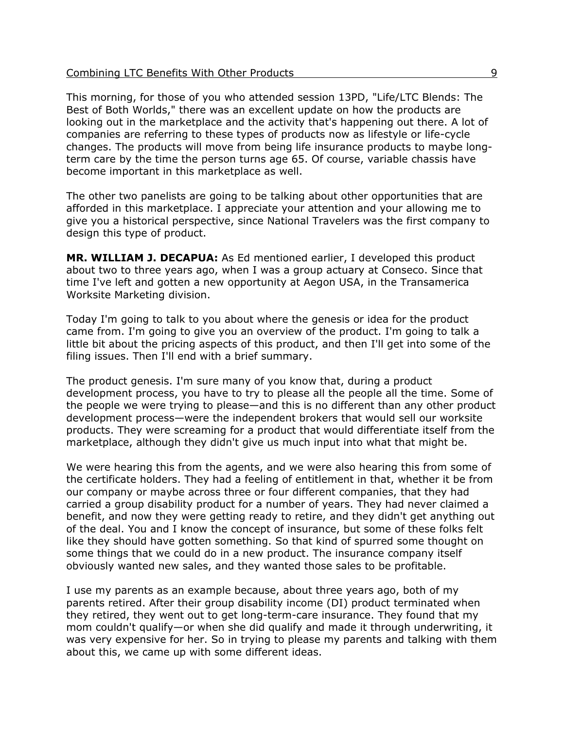This morning, for those of you who attended session 13PD, "Life/LTC Blends: The Best of Both Worlds," there was an excellent update on how the products are looking out in the marketplace and the activity that's happening out there. A lot of companies are referring to these types of products now as lifestyle or life-cycle changes. The products will move from being life insurance products to maybe long-term care by the time the person turns age 65. Of course, variable chassis have become important in this marketplace as well.

The other two panelists are going to be talking about other opportunities that are afforded in this marketplace. I appreciate your attention and your allowing me to give you a historical perspective, since National Travelers was the first company to design this type of product.

**MR. WILLIAM J. DECAPUA:** As Ed mentioned earlier, I developed this product about two to three years ago, when I was a group actuary at Conseco. Since that time I've left and gotten a new opportunity at Aegon USA, in the Transamerica Worksite Marketing division.

Today I'm going to talk to you about where the genesis or idea for the product came from. I'm going to give you an overview of the product. I'm going to talk a little bit about the pricing aspects of this product, and then I'll get into some of the filing issues. Then I'll end with a brief summary.

The product genesis. I'm sure many of you know that, during a product development process, you have to try to please all the people all the time. Some of the people we were trying to please—and this is no different than any other product development process—were the independent brokers that would sell our worksite products. They were screaming for a product that would differentiate itself from the marketplace, although they didn't give us much input into what that might be.

We were hearing this from the agents, and we were also hearing this from some of the certificate holders. They had a feeling of entitlement in that, whether it be from our company or maybe across three or four different companies, that they had carried a group disability product for a number of years. They had never claimed a benefit, and now they were getting ready to retire, and they didn't get anything out of the deal. You and I know the concept of insurance, but some of these folks felt like they should have gotten something. So that kind of spurred some thought on some things that we could do in a new product. The insurance company itself obviously wanted new sales, and they wanted those sales to be profitable.

I use my parents as an example because, about three years ago, both of my parents retired. After their group disability income (DI) product terminated when they retired, they went out to get long-term-care insurance. They found that my mom couldn't qualify—or when she did qualify and made it through underwriting, it was very expensive for her. So in trying to please my parents and talking with them about this, we came up with some different ideas.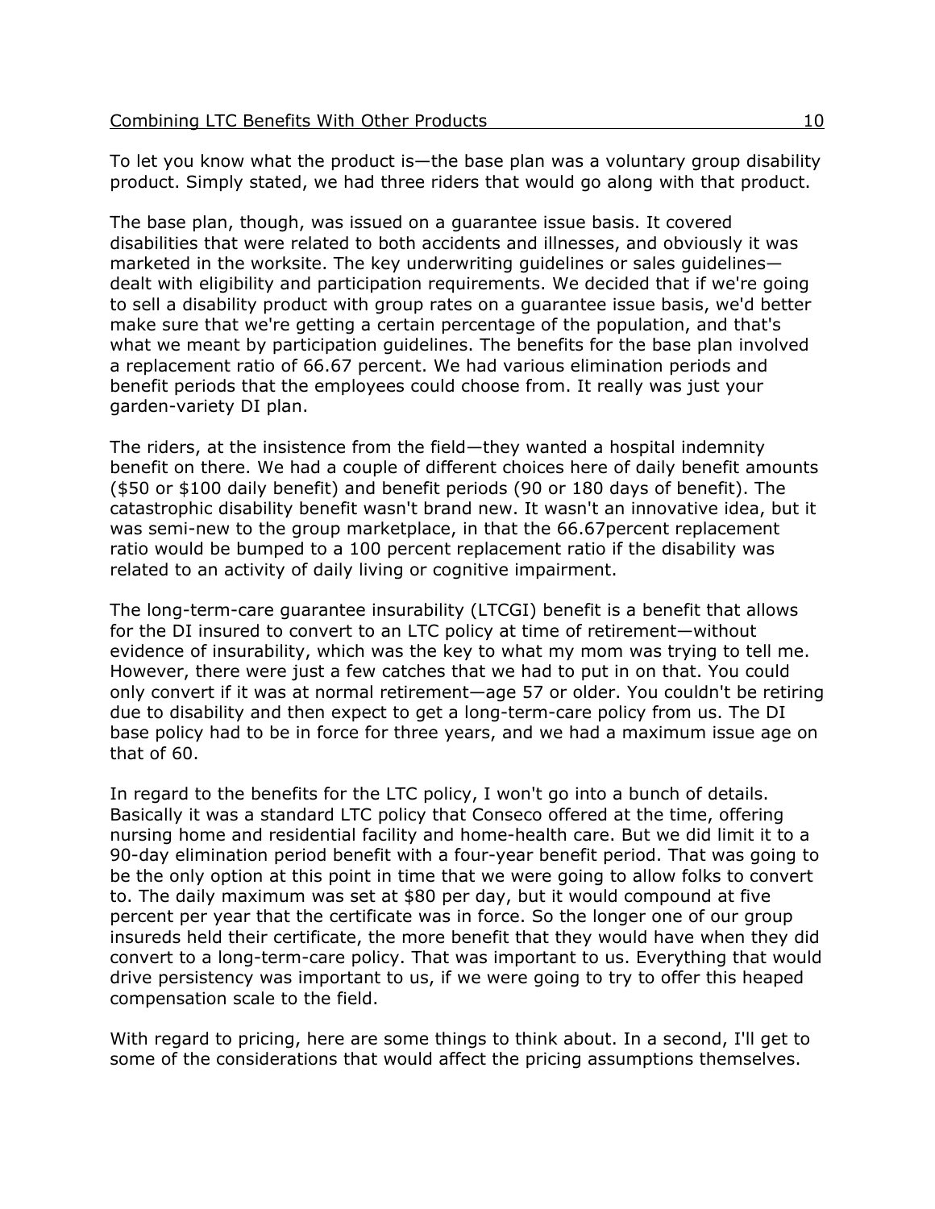To let you know what the product is—the base plan was a voluntary group disability product. Simply stated, we had three riders that would go along with that product.

The base plan, though, was issued on a guarantee issue basis. It covered disabilities that were related to both accidents and illnesses, and obviously it was marketed in the worksite. The key underwriting guidelines or sales guidelines—dealt with eligibility and participation requirements. We decided that if we're going to sell a disability product with group rates on a guarantee issue basis, we'd better make sure that we're getting a certain percentage of the population, and that's what we meant by participation guidelines. The benefits for the base plan involved a replacement ratio of 66.67 percent. We had various elimination periods and benefit periods that the employees could choose from. It really was just your garden-variety DI plan.

The riders, at the insistence from the field—they wanted a hospital indemnity benefit on there. We had a couple of different choices here of daily benefit amounts ($50 or $100 daily benefit) and benefit periods (90 or 180 days of benefit). The catastrophic disability benefit wasn't brand new. It wasn't an innovative idea, but it was semi-new to the group marketplace, in that the 66.67percent replacement ratio would be bumped to a 100 percent replacement ratio if the disability was related to an activity of daily living or cognitive impairment.

The long-term-care guarantee insurability (LTCGI) benefit is a benefit that allows for the DI insured to convert to an LTC policy at time of retirement—without evidence of insurability, which was the key to what my mom was trying to tell me. However, there were just a few catches that we had to put in on that. You could only convert if it was at normal retirement—age 57 or older. You couldn't be retiring due to disability and then expect to get a long-term-care policy from us. The DI base policy had to be in force for three years, and we had a maximum issue age on that of 60.

In regard to the benefits for the LTC policy, I won't go into a bunch of details. Basically it was a standard LTC policy that Conseco offered at the time, offering nursing home and residential facility and home-health care. But we did limit it to a 90-day elimination period benefit with a four-year benefit period. That was going to be the only option at this point in time that we were going to allow folks to convert to. The daily maximum was set at $80 per day, but it would compound at five percent per year that the certificate was in force. So the longer one of our group insureds held their certificate, the more benefit that they would have when they did convert to a long-term-care policy. That was important to us. Everything that would drive persistency was important to us, if we were going to try to offer this heaped compensation scale to the field.

With regard to pricing, here are some things to think about. In a second, I'll get to some of the considerations that would affect the pricing assumptions themselves.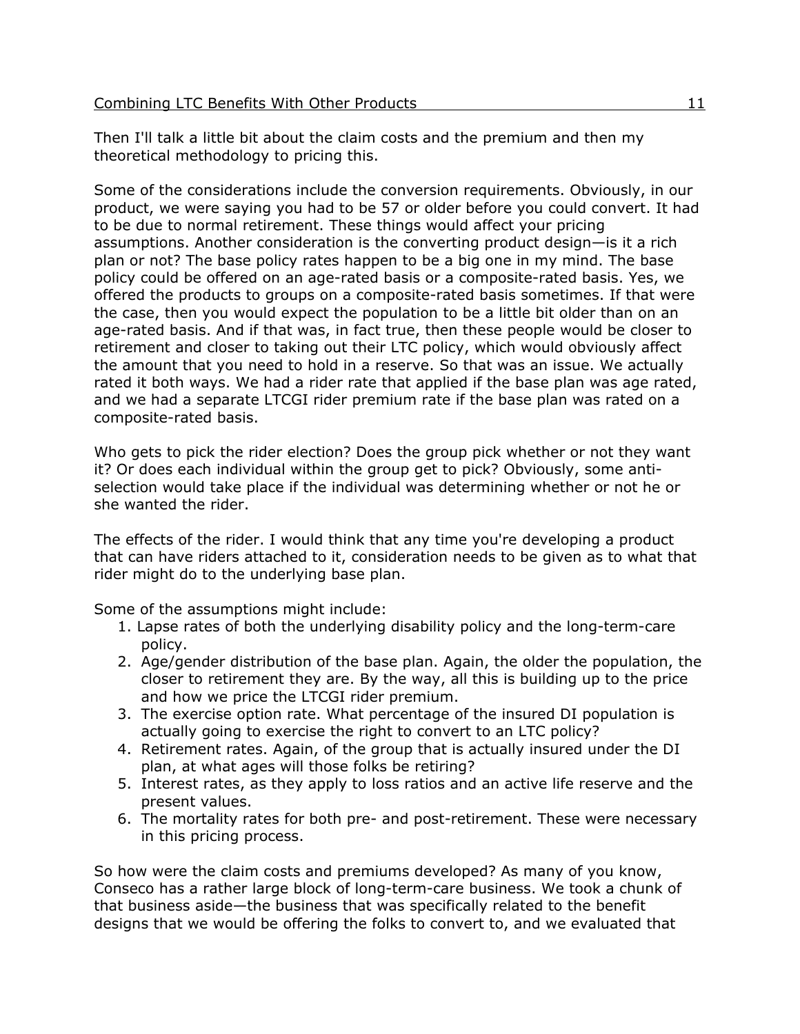Then I'll talk a little bit about the claim costs and the premium and then my theoretical methodology to pricing this.

Some of the considerations include the conversion requirements. Obviously, in our product, we were saying you had to be 57 or older before you could convert. It had to be due to normal retirement. These things would affect your pricing assumptions. Another consideration is the converting product design—is it a rich plan or not? The base policy rates happen to be a big one in my mind. The base policy could be offered on an age-rated basis or a composite-rated basis. Yes, we offered the products to groups on a composite-rated basis sometimes. If that were the case, then you would expect the population to be a little bit older than on an age-rated basis. And if that was, in fact true, then these people would be closer to retirement and closer to taking out their LTC policy, which would obviously affect the amount that you need to hold in a reserve. So that was an issue. We actually rated it both ways. We had a rider rate that applied if the base plan was age rated, and we had a separate LTCGI rider premium rate if the base plan was rated on a composite-rated basis.

Who gets to pick the rider election? Does the group pick whether or not they want it? Or does each individual within the group get to pick? Obviously, some anti-selection would take place if the individual was determining whether or not he or she wanted the rider.

The effects of the rider. I would think that any time you're developing a product that can have riders attached to it, consideration needs to be given as to what that rider might do to the underlying base plan.

Some of the assumptions might include:

1. Lapse rates of both the underlying disability policy and the long-term-care policy.
2. Age/gender distribution of the base plan. Again, the older the population, the closer to retirement they are. By the way, all this is building up to the price and how we price the LTCGI rider premium.
3. The exercise option rate. What percentage of the insured DI population is actually going to exercise the right to convert to an LTC policy?
4. Retirement rates. Again, of the group that is actually insured under the DI plan, at what ages will those folks be retiring?
5. Interest rates, as they apply to loss ratios and an active life reserve and the present values.
6. The mortality rates for both pre- and post-retirement. These were necessary in this pricing process.

So how were the claim costs and premiums developed? As many of you know, Conseco has a rather large block of long-term-care business. We took a chunk of that business aside—the business that was specifically related to the benefit designs that we would be offering the folks to convert to, and we evaluated that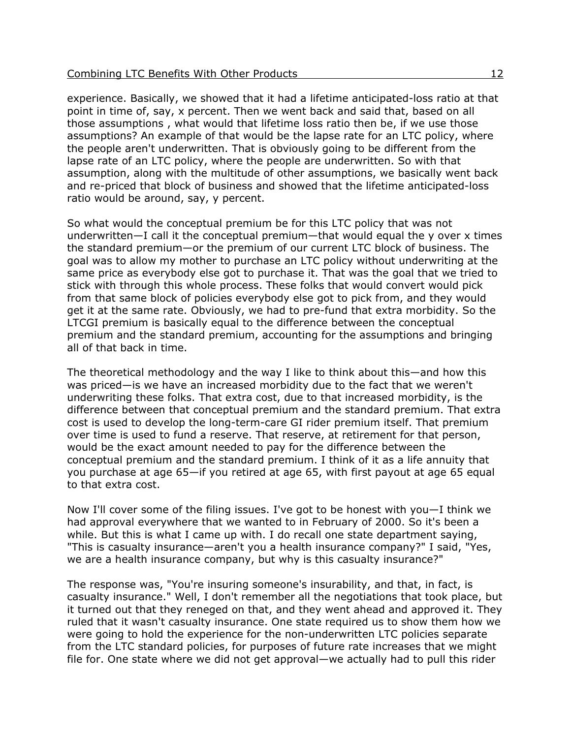experience. Basically, we showed that it had a lifetime anticipated-loss ratio at that point in time of, say, x percent. Then we went back and said that, based on all those assumptions , what would that lifetime loss ratio then be, if we use those assumptions? An example of that would be the lapse rate for an LTC policy, where the people aren't underwritten. That is obviously going to be different from the lapse rate of an LTC policy, where the people are underwritten. So with that assumption, along with the multitude of other assumptions, we basically went back and re-priced that block of business and showed that the lifetime anticipated-loss ratio would be around, say, y percent.

So what would the conceptual premium be for this LTC policy that was not underwritten—I call it the conceptual premium—that would equal the y over x times the standard premium—or the premium of our current LTC block of business. The goal was to allow my mother to purchase an LTC policy without underwriting at the same price as everybody else got to purchase it. That was the goal that we tried to stick with through this whole process. These folks that would convert would pick from that same block of policies everybody else got to pick from, and they would get it at the same rate. Obviously, we had to pre-fund that extra morbidity. So the LTCGI premium is basically equal to the difference between the conceptual premium and the standard premium, accounting for the assumptions and bringing all of that back in time.

The theoretical methodology and the way I like to think about this—and how this was priced—is we have an increased morbidity due to the fact that we weren't underwriting these folks. That extra cost, due to that increased morbidity, is the difference between that conceptual premium and the standard premium. That extra cost is used to develop the long-term-care GI rider premium itself. That premium over time is used to fund a reserve. That reserve, at retirement for that person, would be the exact amount needed to pay for the difference between the conceptual premium and the standard premium. I think of it as a life annuity that you purchase at age 65—if you retired at age 65, with first payout at age 65 equal to that extra cost.

Now I'll cover some of the filing issues. I've got to be honest with you—I think we had approval everywhere that we wanted to in February of 2000. So it's been a while. But this is what I came up with. I do recall one state department saying, "This is casualty insurance—aren't you a health insurance company?" I said, "Yes, we are a health insurance company, but why is this casualty insurance?"

The response was, "You're insuring someone's insurability, and that, in fact, is casualty insurance." Well, I don't remember all the negotiations that took place, but it turned out that they reneged on that, and they went ahead and approved it. They ruled that it wasn't casualty insurance. One state required us to show them how we were going to hold the experience for the non-underwritten LTC policies separate from the LTC standard policies, for purposes of future rate increases that we might file for. One state where we did not get approval—we actually had to pull this rider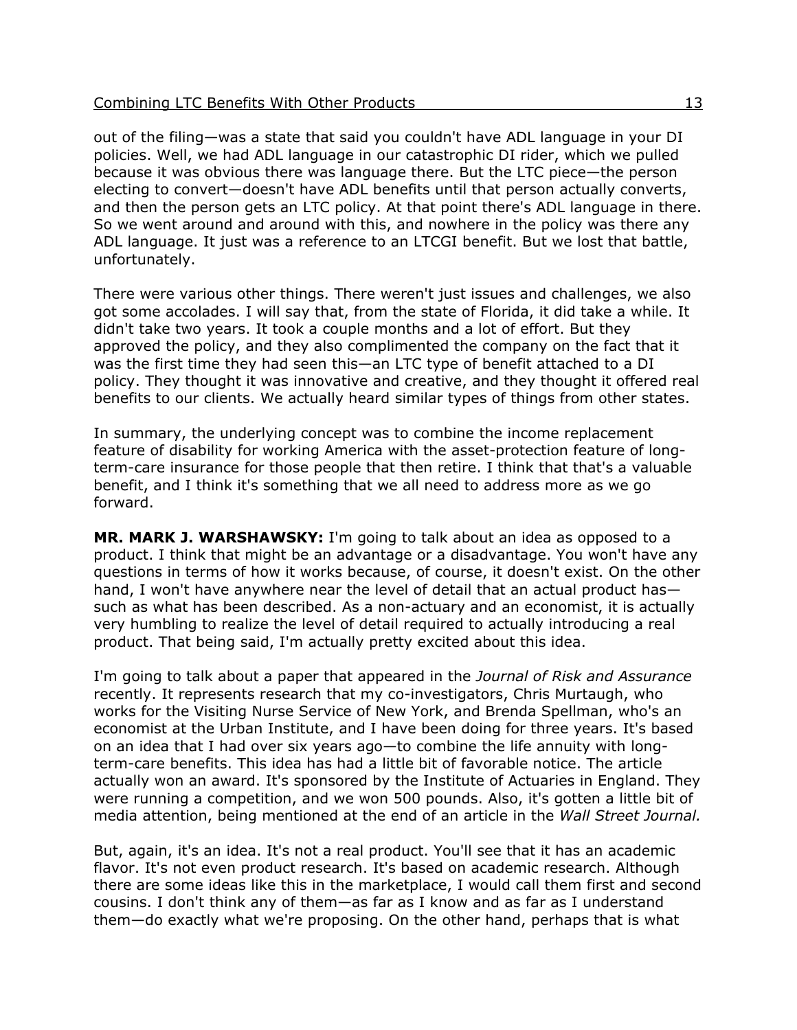out of the filing—was a state that said you couldn't have ADL language in your DI policies. Well, we had ADL language in our catastrophic DI rider, which we pulled because it was obvious there was language there. But the LTC piece—the person electing to convert—doesn't have ADL benefits until that person actually converts, and then the person gets an LTC policy. At that point there's ADL language in there. So we went around and around with this, and nowhere in the policy was there any ADL language. It just was a reference to an LTCGI benefit. But we lost that battle, unfortunately.

There were various other things. There weren't just issues and challenges, we also got some accolades. I will say that, from the state of Florida, it did take a while. It didn't take two years. It took a couple months and a lot of effort. But they approved the policy, and they also complimented the company on the fact that it was the first time they had seen this—an LTC type of benefit attached to a DI policy. They thought it was innovative and creative, and they thought it offered real benefits to our clients. We actually heard similar types of things from other states.

In summary, the underlying concept was to combine the income replacement feature of disability for working America with the asset-protection feature of long-term-care insurance for those people that then retire. I think that that's a valuable benefit, and I think it's something that we all need to address more as we go forward.

**MR. MARK J. WARSHAWSKY:** I'm going to talk about an idea as opposed to a product. I think that might be an advantage or a disadvantage. You won't have any questions in terms of how it works because, of course, it doesn't exist. On the other hand, I won't have anywhere near the level of detail that an actual product has—such as what has been described. As a non-actuary and an economist, it is actually very humbling to realize the level of detail required to actually introducing a real product. That being said, I'm actually pretty excited about this idea.

I'm going to talk about a paper that appeared in the *Journal of Risk and Assurance* recently. It represents research that my co-investigators, Chris Murtaugh, who works for the Visiting Nurse Service of New York, and Brenda Spellman, who's an economist at the Urban Institute, and I have been doing for three years. It's based on an idea that I had over six years ago—to combine the life annuity with long-term-care benefits. This idea has had a little bit of favorable notice. The article actually won an award. It's sponsored by the Institute of Actuaries in England. They were running a competition, and we won 500 pounds. Also, it's gotten a little bit of media attention, being mentioned at the end of an article in the *Wall Street Journal.*

But, again, it's an idea. It's not a real product. You'll see that it has an academic flavor. It's not even product research. It's based on academic research. Although there are some ideas like this in the marketplace, I would call them first and second cousins. I don't think any of them—as far as I know and as far as I understand them—do exactly what we're proposing. On the other hand, perhaps that is what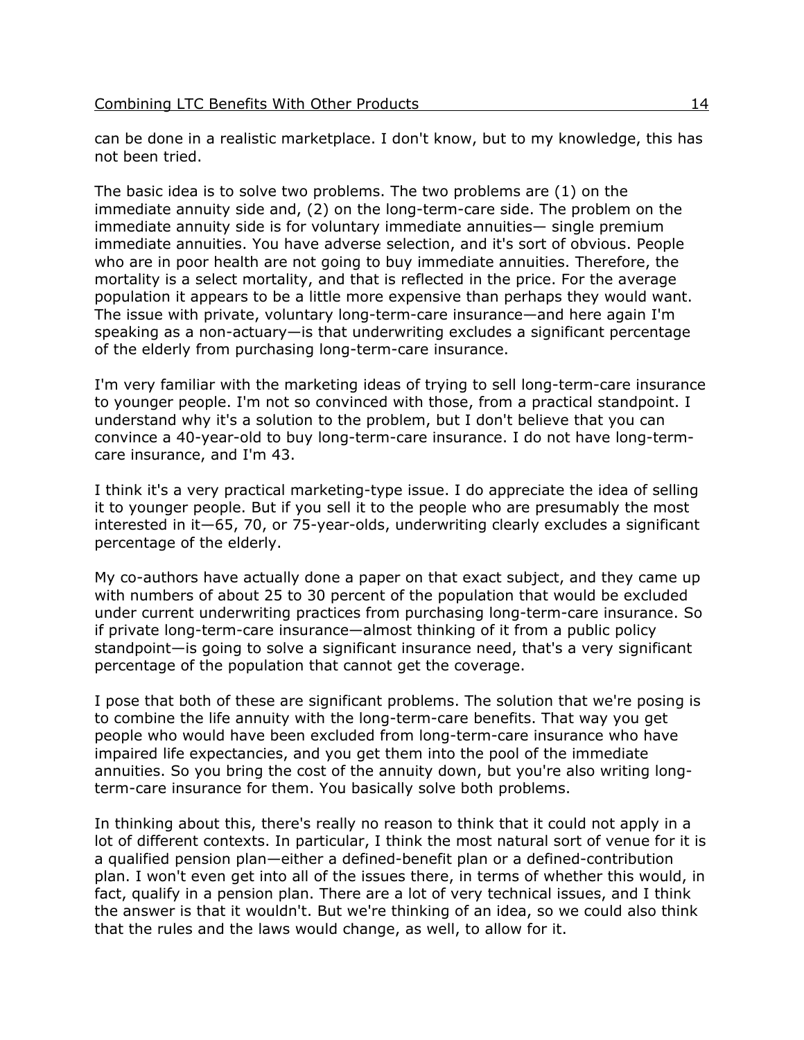can be done in a realistic marketplace. I don't know, but to my knowledge, this has not been tried.

The basic idea is to solve two problems. The two problems are (1) on the immediate annuity side and, (2) on the long-term-care side. The problem on the immediate annuity side is for voluntary immediate annuities— single premium immediate annuities. You have adverse selection, and it's sort of obvious. People who are in poor health are not going to buy immediate annuities. Therefore, the mortality is a select mortality, and that is reflected in the price. For the average population it appears to be a little more expensive than perhaps they would want. The issue with private, voluntary long-term-care insurance—and here again I'm speaking as a non-actuary—is that underwriting excludes a significant percentage of the elderly from purchasing long-term-care insurance.

I'm very familiar with the marketing ideas of trying to sell long-term-care insurance to younger people. I'm not so convinced with those, from a practical standpoint. I understand why it's a solution to the problem, but I don't believe that you can convince a 40-year-old to buy long-term-care insurance. I do not have long-term-care insurance, and I'm 43.

I think it's a very practical marketing-type issue. I do appreciate the idea of selling it to younger people. But if you sell it to the people who are presumably the most interested in it—65, 70, or 75-year-olds, underwriting clearly excludes a significant percentage of the elderly.

My co-authors have actually done a paper on that exact subject, and they came up with numbers of about 25 to 30 percent of the population that would be excluded under current underwriting practices from purchasing long-term-care insurance. So if private long-term-care insurance—almost thinking of it from a public policy standpoint—is going to solve a significant insurance need, that's a very significant percentage of the population that cannot get the coverage.

I pose that both of these are significant problems. The solution that we're posing is to combine the life annuity with the long-term-care benefits. That way you get people who would have been excluded from long-term-care insurance who have impaired life expectancies, and you get them into the pool of the immediate annuities. So you bring the cost of the annuity down, but you're also writing long-term-care insurance for them. You basically solve both problems.

In thinking about this, there's really no reason to think that it could not apply in a lot of different contexts. In particular, I think the most natural sort of venue for it is a qualified pension plan—either a defined-benefit plan or a defined-contribution plan. I won't even get into all of the issues there, in terms of whether this would, in fact, qualify in a pension plan. There are a lot of very technical issues, and I think the answer is that it wouldn't. But we're thinking of an idea, so we could also think that the rules and the laws would change, as well, to allow for it.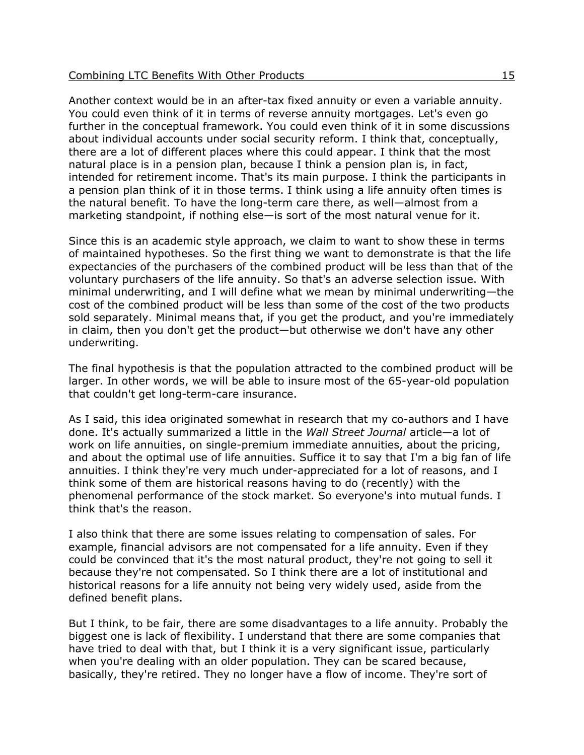Another context would be in an after-tax fixed annuity or even a variable annuity. You could even think of it in terms of reverse annuity mortgages. Let's even go further in the conceptual framework. You could even think of it in some discussions about individual accounts under social security reform. I think that, conceptually, there are a lot of different places where this could appear. I think that the most natural place is in a pension plan, because I think a pension plan is, in fact, intended for retirement income. That's its main purpose. I think the participants in a pension plan think of it in those terms. I think using a life annuity often times is the natural benefit. To have the long-term care there, as well—almost from a marketing standpoint, if nothing else—is sort of the most natural venue for it.

Since this is an academic style approach, we claim to want to show these in terms of maintained hypotheses. So the first thing we want to demonstrate is that the life expectancies of the purchasers of the combined product will be less than that of the voluntary purchasers of the life annuity. So that's an adverse selection issue. With minimal underwriting, and I will define what we mean by minimal underwriting—the cost of the combined product will be less than some of the cost of the two products sold separately. Minimal means that, if you get the product, and you're immediately in claim, then you don't get the product—but otherwise we don't have any other underwriting.

The final hypothesis is that the population attracted to the combined product will be larger. In other words, we will be able to insure most of the 65-year-old population that couldn't get long-term-care insurance.

As I said, this idea originated somewhat in research that my co-authors and I have done. It's actually summarized a little in the *Wall Street Journal* article—a lot of work on life annuities, on single-premium immediate annuities, about the pricing, and about the optimal use of life annuities. Suffice it to say that I'm a big fan of life annuities. I think they're very much under-appreciated for a lot of reasons, and I think some of them are historical reasons having to do (recently) with the phenomenal performance of the stock market. So everyone's into mutual funds. I think that's the reason.

I also think that there are some issues relating to compensation of sales. For example, financial advisors are not compensated for a life annuity. Even if they could be convinced that it's the most natural product, they're not going to sell it because they're not compensated. So I think there are a lot of institutional and historical reasons for a life annuity not being very widely used, aside from the defined benefit plans.

But I think, to be fair, there are some disadvantages to a life annuity. Probably the biggest one is lack of flexibility. I understand that there are some companies that have tried to deal with that, but I think it is a very significant issue, particularly when you're dealing with an older population. They can be scared because, basically, they're retired. They no longer have a flow of income. They're sort of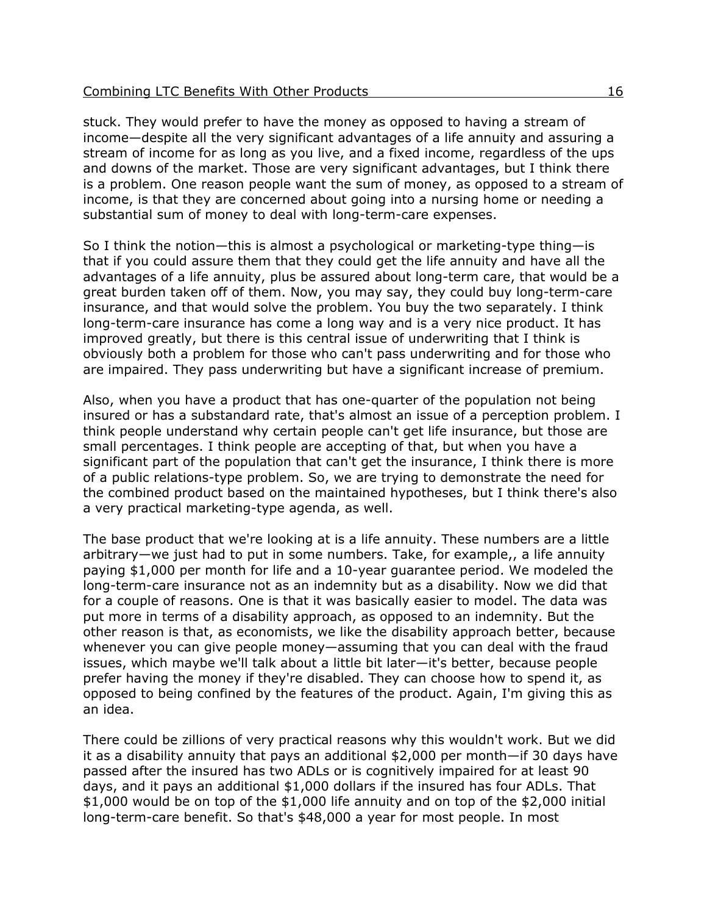stuck. They would prefer to have the money as opposed to having a stream of income—despite all the very significant advantages of a life annuity and assuring a stream of income for as long as you live, and a fixed income, regardless of the ups and downs of the market. Those are very significant advantages, but I think there is a problem. One reason people want the sum of money, as opposed to a stream of income, is that they are concerned about going into a nursing home or needing a substantial sum of money to deal with long-term-care expenses.

So I think the notion—this is almost a psychological or marketing-type thing—is that if you could assure them that they could get the life annuity and have all the advantages of a life annuity, plus be assured about long-term care, that would be a great burden taken off of them. Now, you may say, they could buy long-term-care insurance, and that would solve the problem. You buy the two separately. I think long-term-care insurance has come a long way and is a very nice product. It has improved greatly, but there is this central issue of underwriting that I think is obviously both a problem for those who can't pass underwriting and for those who are impaired. They pass underwriting but have a significant increase of premium.

Also, when you have a product that has one-quarter of the population not being insured or has a substandard rate, that's almost an issue of a perception problem. I think people understand why certain people can't get life insurance, but those are small percentages. I think people are accepting of that, but when you have a significant part of the population that can't get the insurance, I think there is more of a public relations-type problem. So, we are trying to demonstrate the need for the combined product based on the maintained hypotheses, but I think there's also a very practical marketing-type agenda, as well.

The base product that we're looking at is a life annuity. These numbers are a little arbitrary—we just had to put in some numbers. Take, for example,, a life annuity paying $1,000 per month for life and a 10-year guarantee period. We modeled the long-term-care insurance not as an indemnity but as a disability. Now we did that for a couple of reasons. One is that it was basically easier to model. The data was put more in terms of a disability approach, as opposed to an indemnity. But the other reason is that, as economists, we like the disability approach better, because whenever you can give people money—assuming that you can deal with the fraud issues, which maybe we'll talk about a little bit later—it's better, because people prefer having the money if they're disabled. They can choose how to spend it, as opposed to being confined by the features of the product. Again, I'm giving this as an idea.

There could be zillions of very practical reasons why this wouldn't work. But we did it as a disability annuity that pays an additional $2,000 per month—if 30 days have passed after the insured has two ADLs or is cognitively impaired for at least 90 days, and it pays an additional $1,000 dollars if the insured has four ADLs. That $1,000 would be on top of the $1,000 life annuity and on top of the $2,000 initial long-term-care benefit. So that's $48,000 a year for most people. In most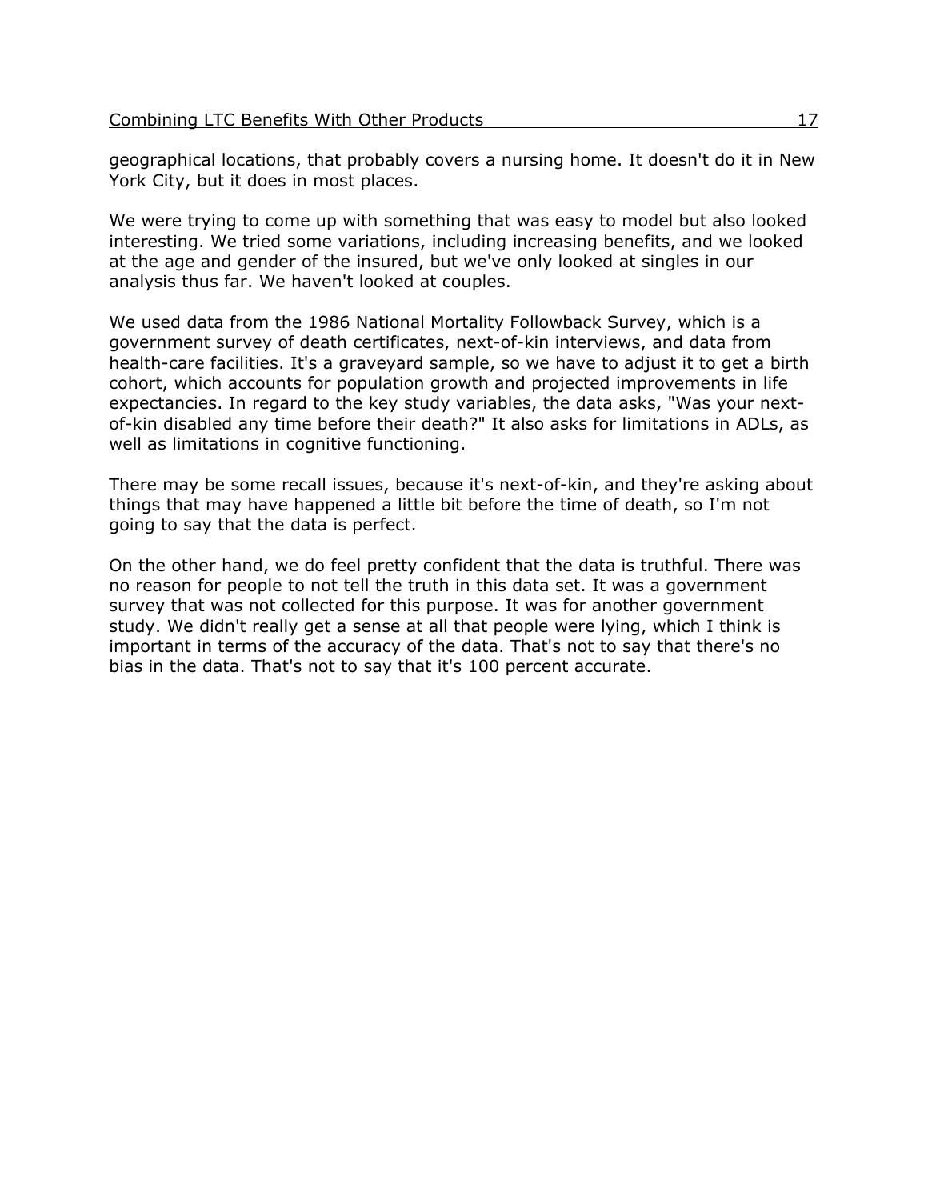geographical locations, that probably covers a nursing home. It doesn't do it in New York City, but it does in most places.

We were trying to come up with something that was easy to model but also looked interesting. We tried some variations, including increasing benefits, and we looked at the age and gender of the insured, but we've only looked at singles in our analysis thus far. We haven't looked at couples.

We used data from the 1986 National Mortality Followback Survey, which is a government survey of death certificates, next-of-kin interviews, and data from health-care facilities. It's a graveyard sample, so we have to adjust it to get a birth cohort, which accounts for population growth and projected improvements in life expectancies. In regard to the key study variables, the data asks, "Was your next-of-kin disabled any time before their death?" It also asks for limitations in ADLs, as well as limitations in cognitive functioning.

There may be some recall issues, because it's next-of-kin, and they're asking about things that may have happened a little bit before the time of death, so I'm not going to say that the data is perfect.

On the other hand, we do feel pretty confident that the data is truthful. There was no reason for people to not tell the truth in this data set. It was a government survey that was not collected for this purpose. It was for another government study. We didn't really get a sense at all that people were lying, which I think is important in terms of the accuracy of the data. That's not to say that there's no bias in the data. That's not to say that it's 100 percent accurate.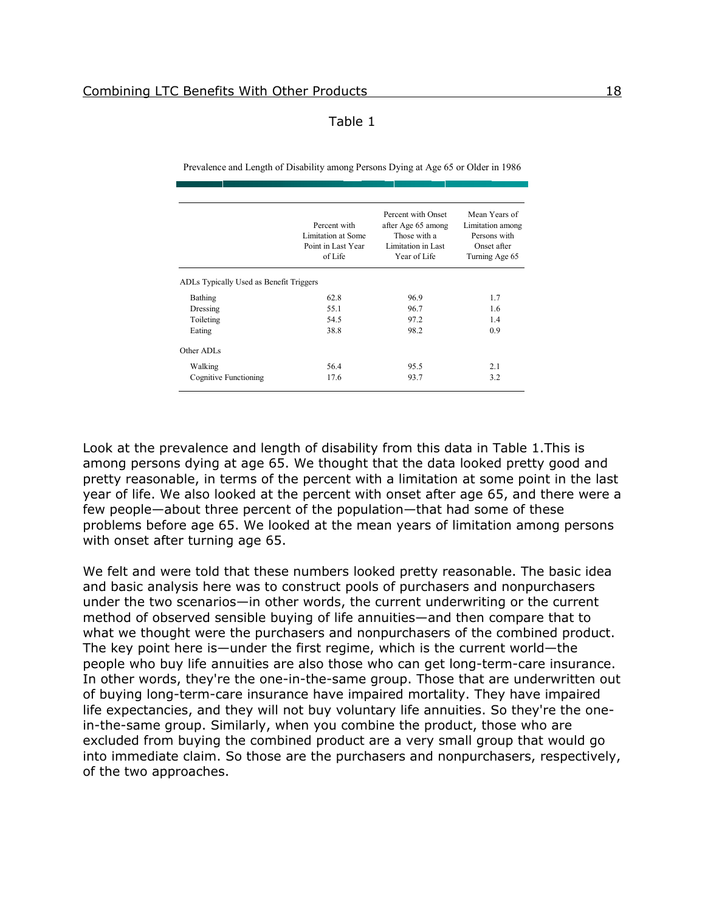Table 1

Prevalence and Length of Disability among Persons Dying at Age 65 or Older in 1986

| | Percent with Limitation at Some Point in Last Year of Life | Percent with Onset after Age 65 among Those with a Limitation in Last Year of Life | Mean Years of Limitation among Persons with Onset after Turning Age 65 |
|---|---|---|---|
| ADLs Typically Used as Benefit Triggers | | | |
| Bathing | 62.8 | 96.9 | 1.7 |
| Dressing | 55.1 | 96.7 | 1.6 |
| Toileting | 54.5 | 97.2 | 1.4 |
| Eating | 38.8 | 98.2 | 0.9 |
| Other ADLs | | | |
| Walking | 56.4 | 95.5 | 2.1 |
| Cognitive Functioning | 17.6 | 93.7 | 3.2 |

Look at the prevalence and length of disability from this data in Table 1.This is among persons dying at age 65. We thought that the data looked pretty good and pretty reasonable, in terms of the percent with a limitation at some point in the last year of life. We also looked at the percent with onset after age 65, and there were a few people—about three percent of the population—that had some of these problems before age 65. We looked at the mean years of limitation among persons with onset after turning age 65.

We felt and were told that these numbers looked pretty reasonable. The basic idea and basic analysis here was to construct pools of purchasers and nonpurchasers under the two scenarios—in other words, the current underwriting or the current method of observed sensible buying of life annuities—and then compare that to what we thought were the purchasers and nonpurchasers of the combined product. The key point here is—under the first regime, which is the current world—the people who buy life annuities are also those who can get long-term-care insurance. In other words, they're the one-in-the-same group. Those that are underwritten out of buying long-term-care insurance have impaired mortality. They have impaired life expectancies, and they will not buy voluntary life annuities. So they're the one-in-the-same group. Similarly, when you combine the product, those who are excluded from buying the combined product are a very small group that would go into immediate claim. So those are the purchasers and nonpurchasers, respectively, of the two approaches.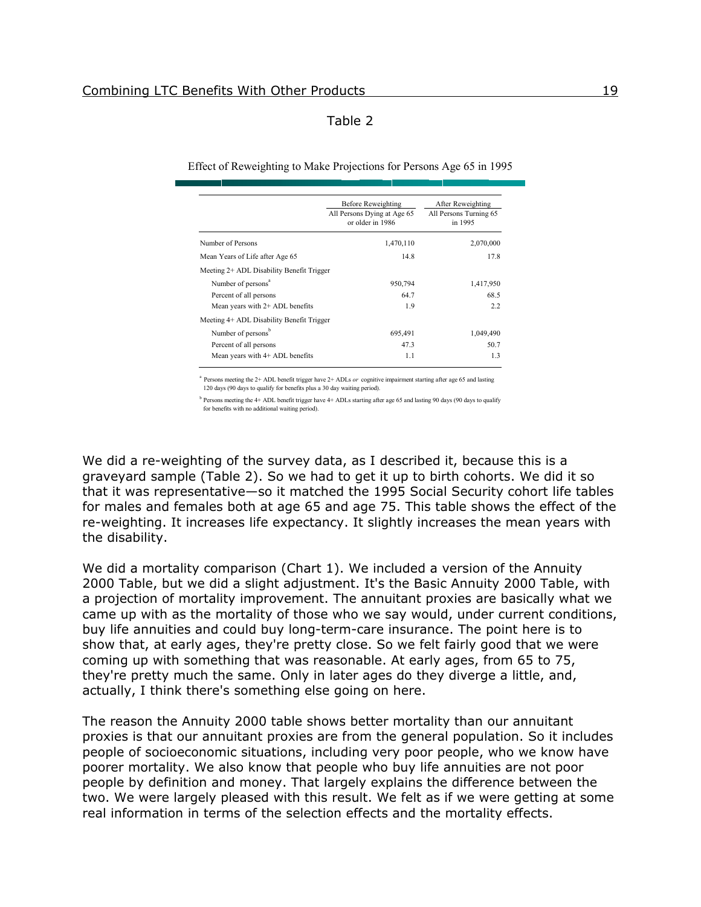Table 2

Effect of Reweighting to Make Projections for Persons Age 65 in 1995

| | Before Reweighting | After Reweighting |
|---|---|---|
| | All Persons Dying at Age 65 or older in 1986 | All Persons Turning 65 in 1995 |
| Number of Persons | 1,470,110 | 2,070,000 |
| Mean Years of Life after Age 65 | 14.8 | 17.8 |
| Meeting 2+ ADL Disability Benefit Trigger | | |
| Number of persons[a] | 950,794 | 1,417,950 |
| Percent of all persons | 64.7 | 68.5 |
| Mean years with 2+ ADL benefits | 1.9 | 2.2 |
| Meeting 4+ ADL Disability Benefit Trigger | | |
| Number of persons[b] | 695,491 | 1,049,490 |
| Percent of all persons | 47.3 | 50.7 |
| Mean years with 4+ ADL benefits | 1.1 | 1.3 |

[a] Persons meeting the 2+ ADL benefit trigger have 2+ ADLs *or* cognitive impairment starting after age 65 and lasting 120 days (90 days to qualify for benefits plus a 30 day waiting period).

[b] Persons meeting the 4+ ADL benefit trigger have 4+ ADLs starting after age 65 and lasting 90 days (90 days to qualify for benefits with no additional waiting period).

We did a re-weighting of the survey data, as I described it, because this is a graveyard sample (Table 2). So we had to get it up to birth cohorts. We did it so that it was representative—so it matched the 1995 Social Security cohort life tables for males and females both at age 65 and age 75. This table shows the effect of the re-weighting. It increases life expectancy. It slightly increases the mean years with the disability.

We did a mortality comparison (Chart 1). We included a version of the Annuity 2000 Table, but we did a slight adjustment. It's the Basic Annuity 2000 Table, with a projection of mortality improvement. The annuitant proxies are basically what we came up with as the mortality of those who we say would, under current conditions, buy life annuities and could buy long-term-care insurance. The point here is to show that, at early ages, they're pretty close. So we felt fairly good that we were coming up with something that was reasonable. At early ages, from 65 to 75, they're pretty much the same. Only in later ages do they diverge a little, and, actually, I think there's something else going on here.

The reason the Annuity 2000 table shows better mortality than our annuitant proxies is that our annuitant proxies are from the general population. So it includes people of socioeconomic situations, including very poor people, who we know have poorer mortality. We also know that people who buy life annuities are not poor people by definition and money. That largely explains the difference between the two. We were largely pleased with this result. We felt as if we were getting at some real information in terms of the selection effects and the mortality effects.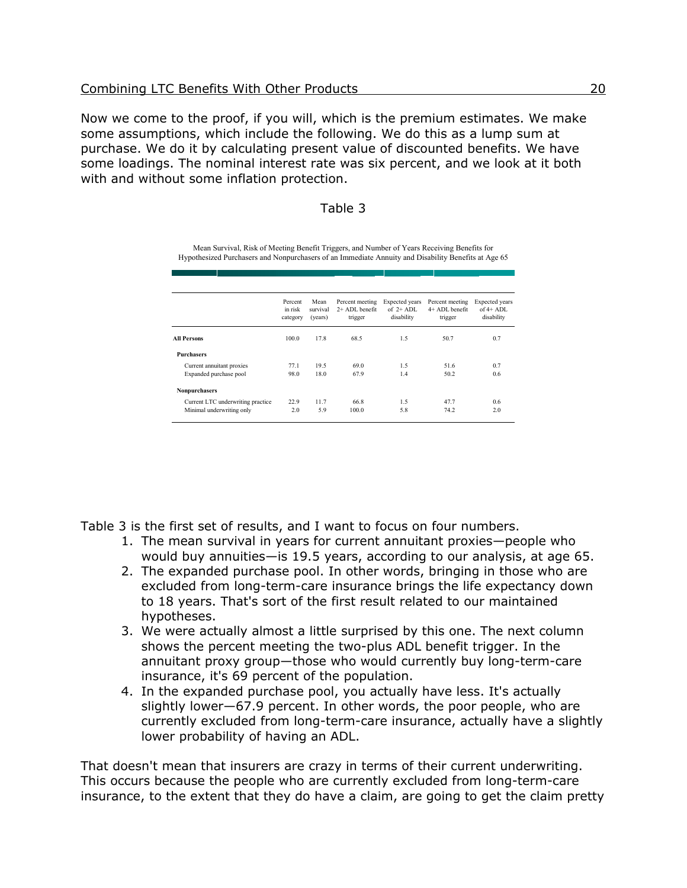Now we come to the proof, if you will, which is the premium estimates. We make some assumptions, which include the following. We do this as a lump sum at purchase. We do it by calculating present value of discounted benefits. We have some loadings. The nominal interest rate was six percent, and we look at it both with and without some inflation protection.

Table 3

Mean Survival, Risk of Meeting Benefit Triggers, and Number of Years Receiving Benefits for Hypothesized Purchasers and Nonpurchasers of an Immediate Annuity and Disability Benefits at Age 65

| | Percent in risk category | Mean survival (years) | Percent meeting 2+ ADL benefit trigger | Expected years of 2+ ADL disability | Percent meeting 4+ ADL benefit trigger | Expected years of 4+ ADL disability |
|---|---|---|---|---|---|---|
| **All Persons** | 100.0 | 17.8 | 68.5 | 1.5 | 50.7 | 0.7 |
| **Purchasers** | | | | | | |
| Current annuitant proxies | 77.1 | 19.5 | 69.0 | 1.5 | 51.6 | 0.7 |
| Expanded purchase pool | 98.0 | 18.0 | 67.9 | 1.4 | 50.2 | 0.6 |
| **Nonpurchasers** | | | | | | |
| Current LTC underwriting practice | 22.9 | 11.7 | 66.8 | 1.5 | 47.7 | 0.6 |
| Minimal underwriting only | 2.0 | 5.9 | 100.0 | 5.8 | 74.2 | 2.0 |

Table 3 is the first set of results, and I want to focus on four numbers.

1. The mean survival in years for current annuitant proxies—people who would buy annuities—is 19.5 years, according to our analysis, at age 65.
2. The expanded purchase pool. In other words, bringing in those who are excluded from long-term-care insurance brings the life expectancy down to 18 years. That's sort of the first result related to our maintained hypotheses.
3. We were actually almost a little surprised by this one. The next column shows the percent meeting the two-plus ADL benefit trigger. In the annuitant proxy group—those who would currently buy long-term-care insurance, it's 69 percent of the population.
4. In the expanded purchase pool, you actually have less. It's actually slightly lower—67.9 percent. In other words, the poor people, who are currently excluded from long-term-care insurance, actually have a slightly lower probability of having an ADL.

That doesn't mean that insurers are crazy in terms of their current underwriting. This occurs because the people who are currently excluded from long-term-care insurance, to the extent that they do have a claim, are going to get the claim pretty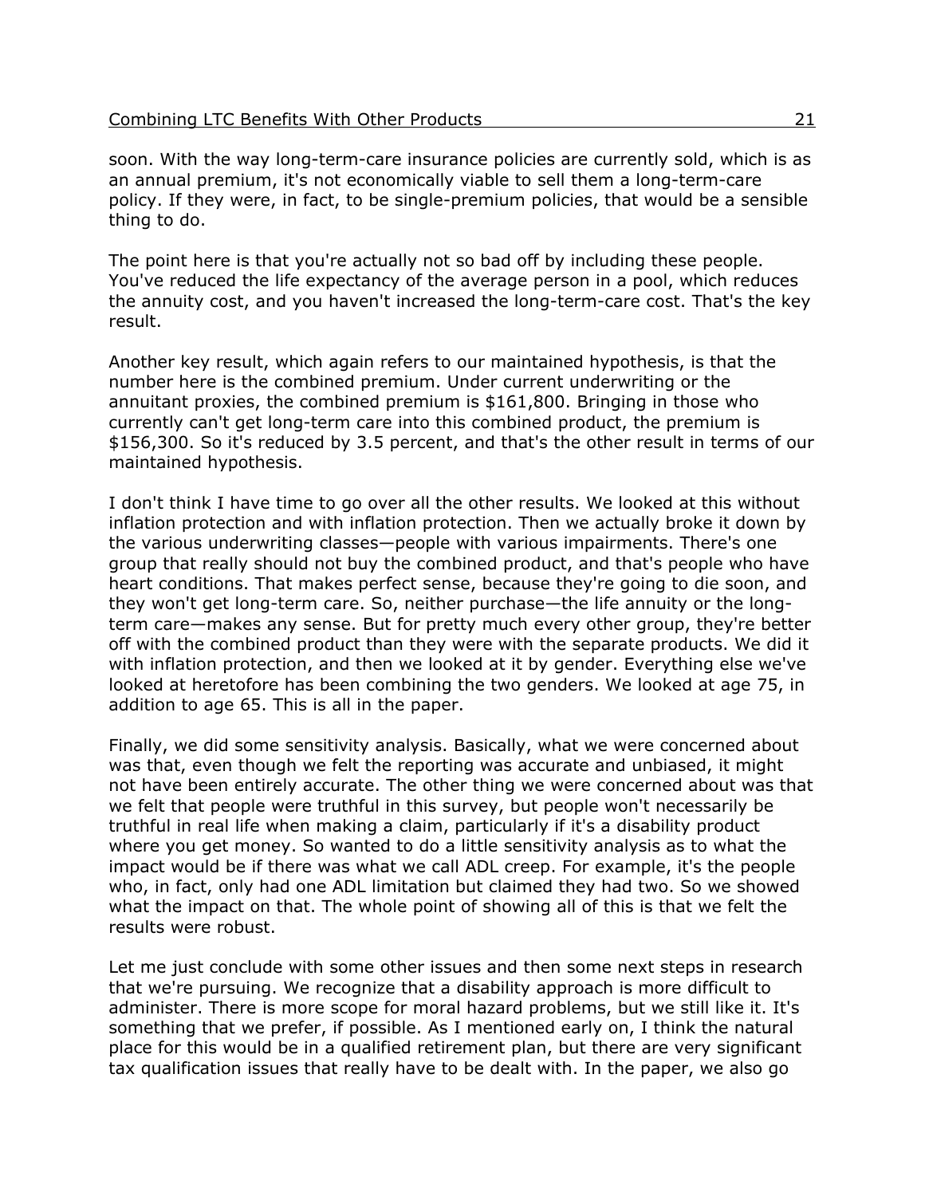soon. With the way long-term-care insurance policies are currently sold, which is as an annual premium, it's not economically viable to sell them a long-term-care policy. If they were, in fact, to be single-premium policies, that would be a sensible thing to do.

The point here is that you're actually not so bad off by including these people. You've reduced the life expectancy of the average person in a pool, which reduces the annuity cost, and you haven't increased the long-term-care cost. That's the key result.

Another key result, which again refers to our maintained hypothesis, is that the number here is the combined premium. Under current underwriting or the annuitant proxies, the combined premium is $161,800. Bringing in those who currently can't get long-term care into this combined product, the premium is $156,300. So it's reduced by 3.5 percent, and that's the other result in terms of our maintained hypothesis.

I don't think I have time to go over all the other results. We looked at this without inflation protection and with inflation protection. Then we actually broke it down by the various underwriting classes—people with various impairments. There's one group that really should not buy the combined product, and that's people who have heart conditions. That makes perfect sense, because they're going to die soon, and they won't get long-term care. So, neither purchase—the life annuity or the long-term care—makes any sense. But for pretty much every other group, they're better off with the combined product than they were with the separate products. We did it with inflation protection, and then we looked at it by gender. Everything else we've looked at heretofore has been combining the two genders. We looked at age 75, in addition to age 65. This is all in the paper.

Finally, we did some sensitivity analysis. Basically, what we were concerned about was that, even though we felt the reporting was accurate and unbiased, it might not have been entirely accurate. The other thing we were concerned about was that we felt that people were truthful in this survey, but people won't necessarily be truthful in real life when making a claim, particularly if it's a disability product where you get money. So wanted to do a little sensitivity analysis as to what the impact would be if there was what we call ADL creep. For example, it's the people who, in fact, only had one ADL limitation but claimed they had two. So we showed what the impact on that. The whole point of showing all of this is that we felt the results were robust.

Let me just conclude with some other issues and then some next steps in research that we're pursuing. We recognize that a disability approach is more difficult to administer. There is more scope for moral hazard problems, but we still like it. It's something that we prefer, if possible. As I mentioned early on, I think the natural place for this would be in a qualified retirement plan, but there are very significant tax qualification issues that really have to be dealt with. In the paper, we also go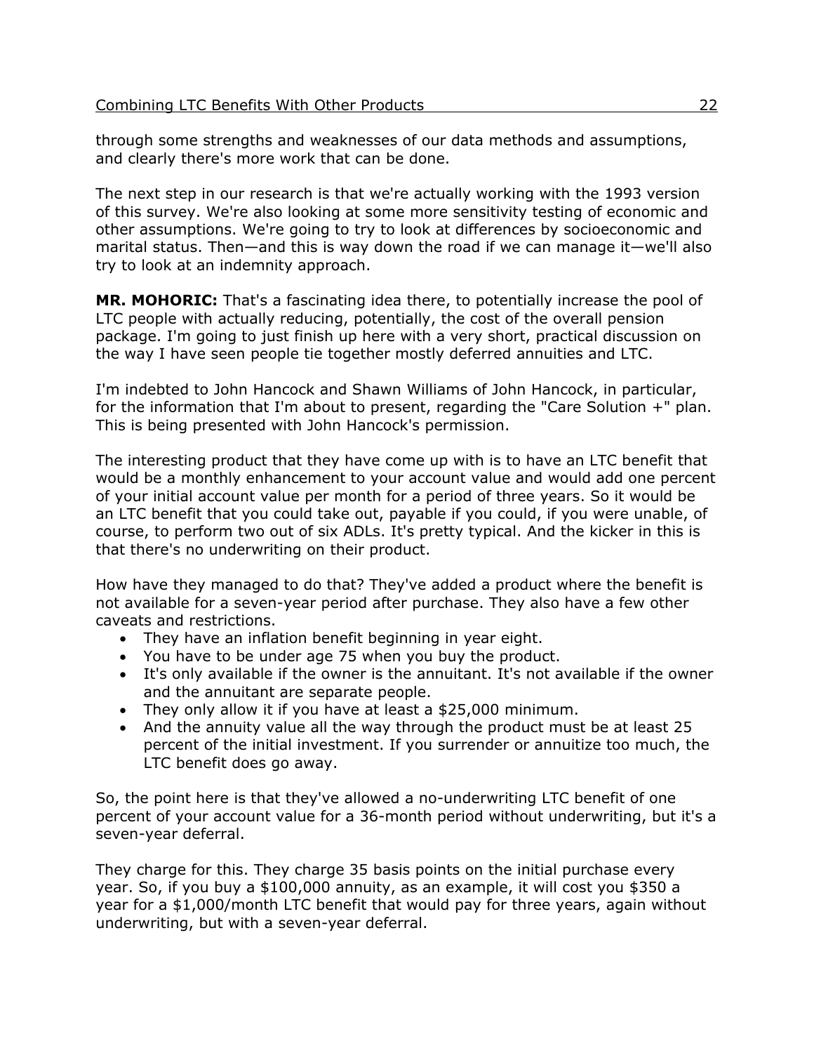through some strengths and weaknesses of our data methods and assumptions, and clearly there's more work that can be done.

The next step in our research is that we're actually working with the 1993 version of this survey. We're also looking at some more sensitivity testing of economic and other assumptions. We're going to try to look at differences by socioeconomic and marital status. Then—and this is way down the road if we can manage it—we'll also try to look at an indemnity approach.

**MR. MOHORIC:** That's a fascinating idea there, to potentially increase the pool of LTC people with actually reducing, potentially, the cost of the overall pension package. I'm going to just finish up here with a very short, practical discussion on the way I have seen people tie together mostly deferred annuities and LTC.

I'm indebted to John Hancock and Shawn Williams of John Hancock, in particular, for the information that I'm about to present, regarding the "Care Solution +" plan. This is being presented with John Hancock's permission.

The interesting product that they have come up with is to have an LTC benefit that would be a monthly enhancement to your account value and would add one percent of your initial account value per month for a period of three years. So it would be an LTC benefit that you could take out, payable if you could, if you were unable, of course, to perform two out of six ADLs. It's pretty typical. And the kicker in this is that there's no underwriting on their product.

How have they managed to do that? They've added a product where the benefit is not available for a seven-year period after purchase. They also have a few other caveats and restrictions.

- They have an inflation benefit beginning in year eight.
- You have to be under age 75 when you buy the product.
- It's only available if the owner is the annuitant. It's not available if the owner and the annuitant are separate people.
- They only allow it if you have at least a $25,000 minimum.
- And the annuity value all the way through the product must be at least 25 percent of the initial investment. If you surrender or annuitize too much, the LTC benefit does go away.

So, the point here is that they've allowed a no-underwriting LTC benefit of one percent of your account value for a 36-month period without underwriting, but it's a seven-year deferral.

They charge for this. They charge 35 basis points on the initial purchase every year. So, if you buy a $100,000 annuity, as an example, it will cost you $350 a year for a $1,000/month LTC benefit that would pay for three years, again without underwriting, but with a seven-year deferral.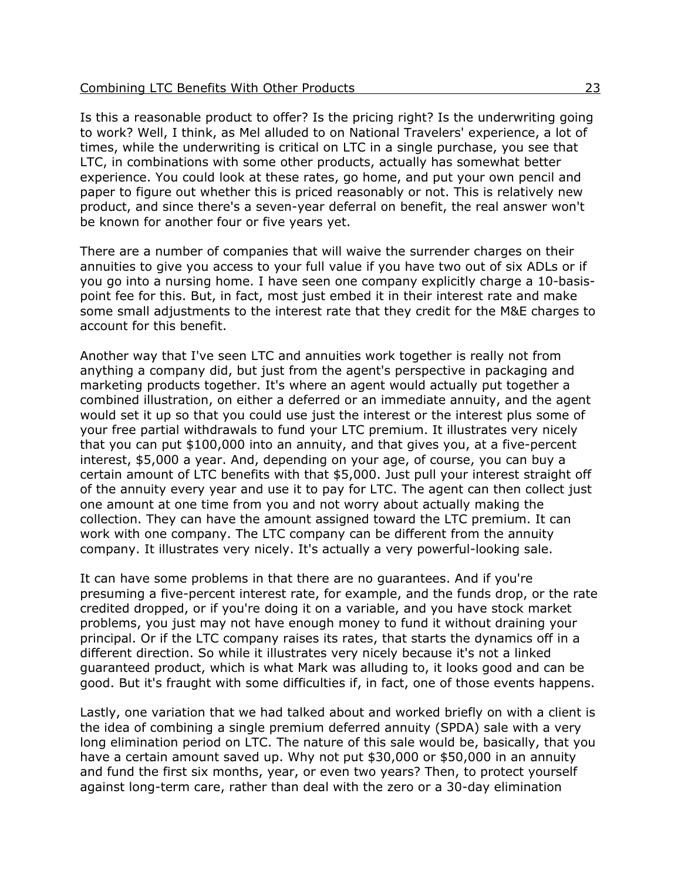Is this a reasonable product to offer? Is the pricing right? Is the underwriting going to work? Well, I think, as Mel alluded to on National Travelers' experience, a lot of times, while the underwriting is critical on LTC in a single purchase, you see that LTC, in combinations with some other products, actually has somewhat better experience. You could look at these rates, go home, and put your own pencil and paper to figure out whether this is priced reasonably or not. This is relatively new product, and since there's a seven-year deferral on benefit, the real answer won't be known for another four or five years yet.

There are a number of companies that will waive the surrender charges on their annuities to give you access to your full value if you have two out of six ADLs or if you go into a nursing home. I have seen one company explicitly charge a 10-basis-point fee for this. But, in fact, most just embed it in their interest rate and make some small adjustments to the interest rate that they credit for the M&E charges to account for this benefit.

Another way that I've seen LTC and annuities work together is really not from anything a company did, but just from the agent's perspective in packaging and marketing products together. It's where an agent would actually put together a combined illustration, on either a deferred or an immediate annuity, and the agent would set it up so that you could use just the interest or the interest plus some of your free partial withdrawals to fund your LTC premium. It illustrates very nicely that you can put $100,000 into an annuity, and that gives you, at a five-percent interest, $5,000 a year. And, depending on your age, of course, you can buy a certain amount of LTC benefits with that $5,000. Just pull your interest straight off of the annuity every year and use it to pay for LTC. The agent can then collect just one amount at one time from you and not worry about actually making the collection. They can have the amount assigned toward the LTC premium. It can work with one company. The LTC company can be different from the annuity company. It illustrates very nicely. It's actually a very powerful-looking sale.

It can have some problems in that there are no guarantees. And if you're presuming a five-percent interest rate, for example, and the funds drop, or the rate credited dropped, or if you're doing it on a variable, and you have stock market problems, you just may not have enough money to fund it without draining your principal. Or if the LTC company raises its rates, that starts the dynamics off in a different direction. So while it illustrates very nicely because it's not a linked guaranteed product, which is what Mark was alluding to, it looks good and can be good. But it's fraught with some difficulties if, in fact, one of those events happens.

Lastly, one variation that we had talked about and worked briefly on with a client is the idea of combining a single premium deferred annuity (SPDA) sale with a very long elimination period on LTC. The nature of this sale would be, basically, that you have a certain amount saved up. Why not put $30,000 or $50,000 in an annuity and fund the first six months, year, or even two years? Then, to protect yourself against long-term care, rather than deal with the zero or a 30-day elimination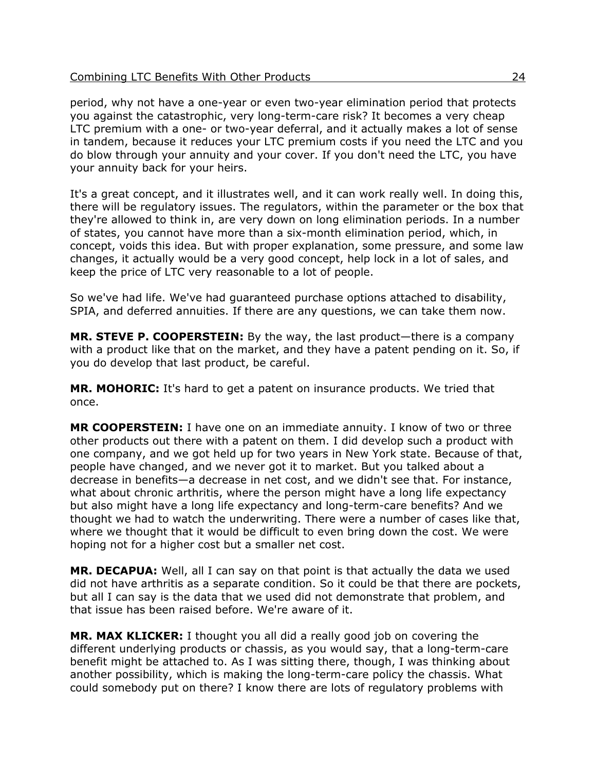period, why not have a one-year or even two-year elimination period that protects you against the catastrophic, very long-term-care risk? It becomes a very cheap LTC premium with a one- or two-year deferral, and it actually makes a lot of sense in tandem, because it reduces your LTC premium costs if you need the LTC and you do blow through your annuity and your cover. If you don't need the LTC, you have your annuity back for your heirs.

It's a great concept, and it illustrates well, and it can work really well. In doing this, there will be regulatory issues. The regulators, within the parameter or the box that they're allowed to think in, are very down on long elimination periods. In a number of states, you cannot have more than a six-month elimination period, which, in concept, voids this idea. But with proper explanation, some pressure, and some law changes, it actually would be a very good concept, help lock in a lot of sales, and keep the price of LTC very reasonable to a lot of people.

So we've had life. We've had guaranteed purchase options attached to disability, SPIA, and deferred annuities. If there are any questions, we can take them now.

**MR. STEVE P. COOPERSTEIN:** By the way, the last product—there is a company with a product like that on the market, and they have a patent pending on it. So, if you do develop that last product, be careful.

**MR. MOHORIC:** It's hard to get a patent on insurance products. We tried that once.

**MR COOPERSTEIN:** I have one on an immediate annuity. I know of two or three other products out there with a patent on them. I did develop such a product with one company, and we got held up for two years in New York state. Because of that, people have changed, and we never got it to market. But you talked about a decrease in benefits—a decrease in net cost, and we didn't see that. For instance, what about chronic arthritis, where the person might have a long life expectancy but also might have a long life expectancy and long-term-care benefits? And we thought we had to watch the underwriting. There were a number of cases like that, where we thought that it would be difficult to even bring down the cost. We were hoping not for a higher cost but a smaller net cost.

**MR. DECAPUA:** Well, all I can say on that point is that actually the data we used did not have arthritis as a separate condition. So it could be that there are pockets, but all I can say is the data that we used did not demonstrate that problem, and that issue has been raised before. We're aware of it.

**MR. MAX KLICKER:** I thought you all did a really good job on covering the different underlying products or chassis, as you would say, that a long-term-care benefit might be attached to. As I was sitting there, though, I was thinking about another possibility, which is making the long-term-care policy the chassis. What could somebody put on there? I know there are lots of regulatory problems with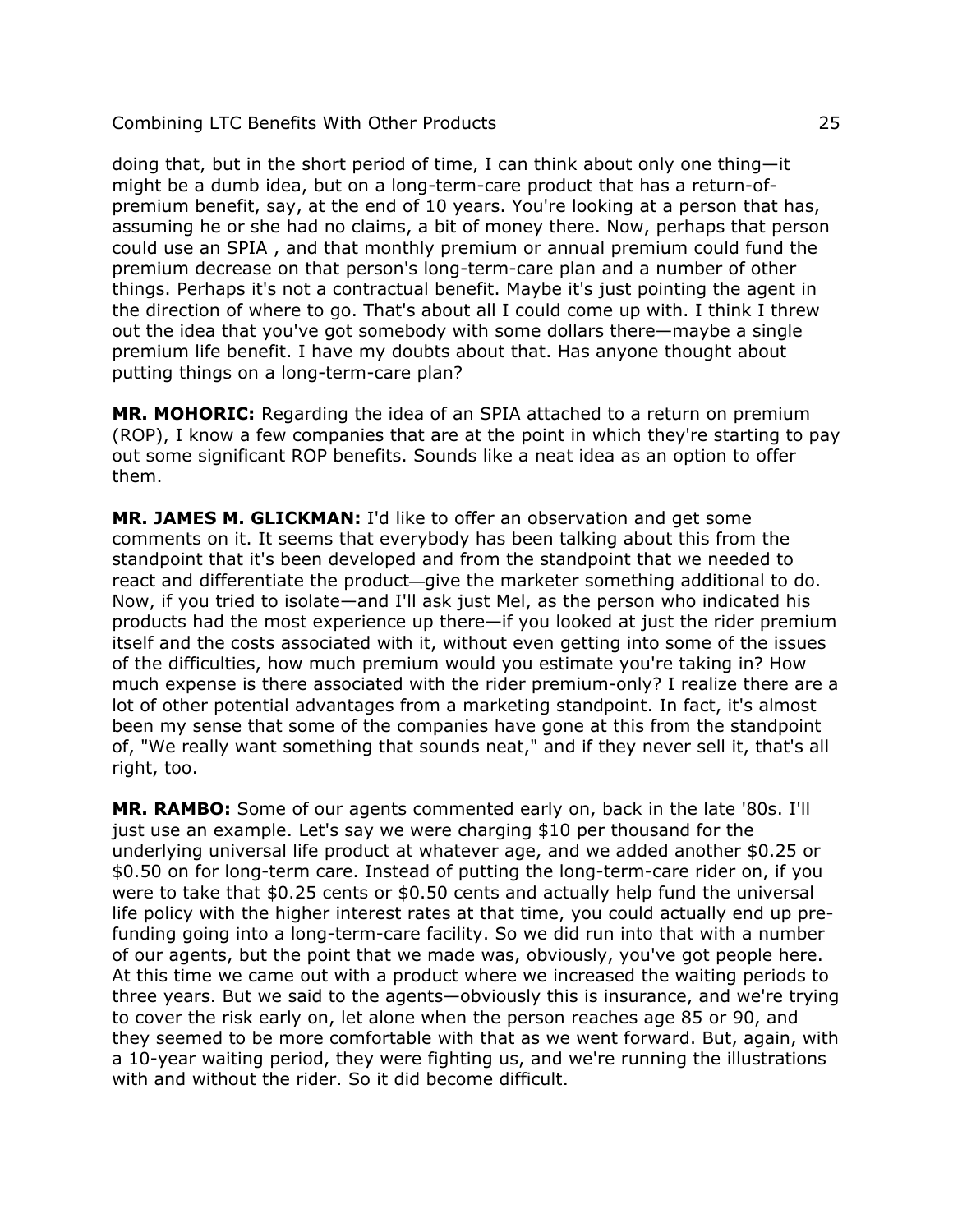doing that, but in the short period of time, I can think about only one thing—it might be a dumb idea, but on a long-term-care product that has a return-of-premium benefit, say, at the end of 10 years. You're looking at a person that has, assuming he or she had no claims, a bit of money there. Now, perhaps that person could use an SPIA , and that monthly premium or annual premium could fund the premium decrease on that person's long-term-care plan and a number of other things. Perhaps it's not a contractual benefit. Maybe it's just pointing the agent in the direction of where to go. That's about all I could come up with. I think I threw out the idea that you've got somebody with some dollars there—maybe a single premium life benefit. I have my doubts about that. Has anyone thought about putting things on a long-term-care plan?

**MR. MOHORIC:** Regarding the idea of an SPIA attached to a return on premium (ROP), I know a few companies that are at the point in which they're starting to pay out some significant ROP benefits. Sounds like a neat idea as an option to offer them.

**MR. JAMES M. GLICKMAN:** I'd like to offer an observation and get some comments on it. It seems that everybody has been talking about this from the standpoint that it's been developed and from the standpoint that we needed to react and differentiate the product—give the marketer something additional to do. Now, if you tried to isolate—and I'll ask just Mel, as the person who indicated his products had the most experience up there—if you looked at just the rider premium itself and the costs associated with it, without even getting into some of the issues of the difficulties, how much premium would you estimate you're taking in? How much expense is there associated with the rider premium-only? I realize there are a lot of other potential advantages from a marketing standpoint. In fact, it's almost been my sense that some of the companies have gone at this from the standpoint of, "We really want something that sounds neat," and if they never sell it, that's all right, too.

**MR. RAMBO:** Some of our agents commented early on, back in the late '80s. I'll just use an example. Let's say we were charging $10 per thousand for the underlying universal life product at whatever age, and we added another $0.25 or $0.50 on for long-term care. Instead of putting the long-term-care rider on, if you were to take that $0.25 cents or $0.50 cents and actually help fund the universal life policy with the higher interest rates at that time, you could actually end up pre-funding going into a long-term-care facility. So we did run into that with a number of our agents, but the point that we made was, obviously, you've got people here. At this time we came out with a product where we increased the waiting periods to three years. But we said to the agents—obviously this is insurance, and we're trying to cover the risk early on, let alone when the person reaches age 85 or 90, and they seemed to be more comfortable with that as we went forward. But, again, with a 10-year waiting period, they were fighting us, and we're running the illustrations with and without the rider. So it did become difficult.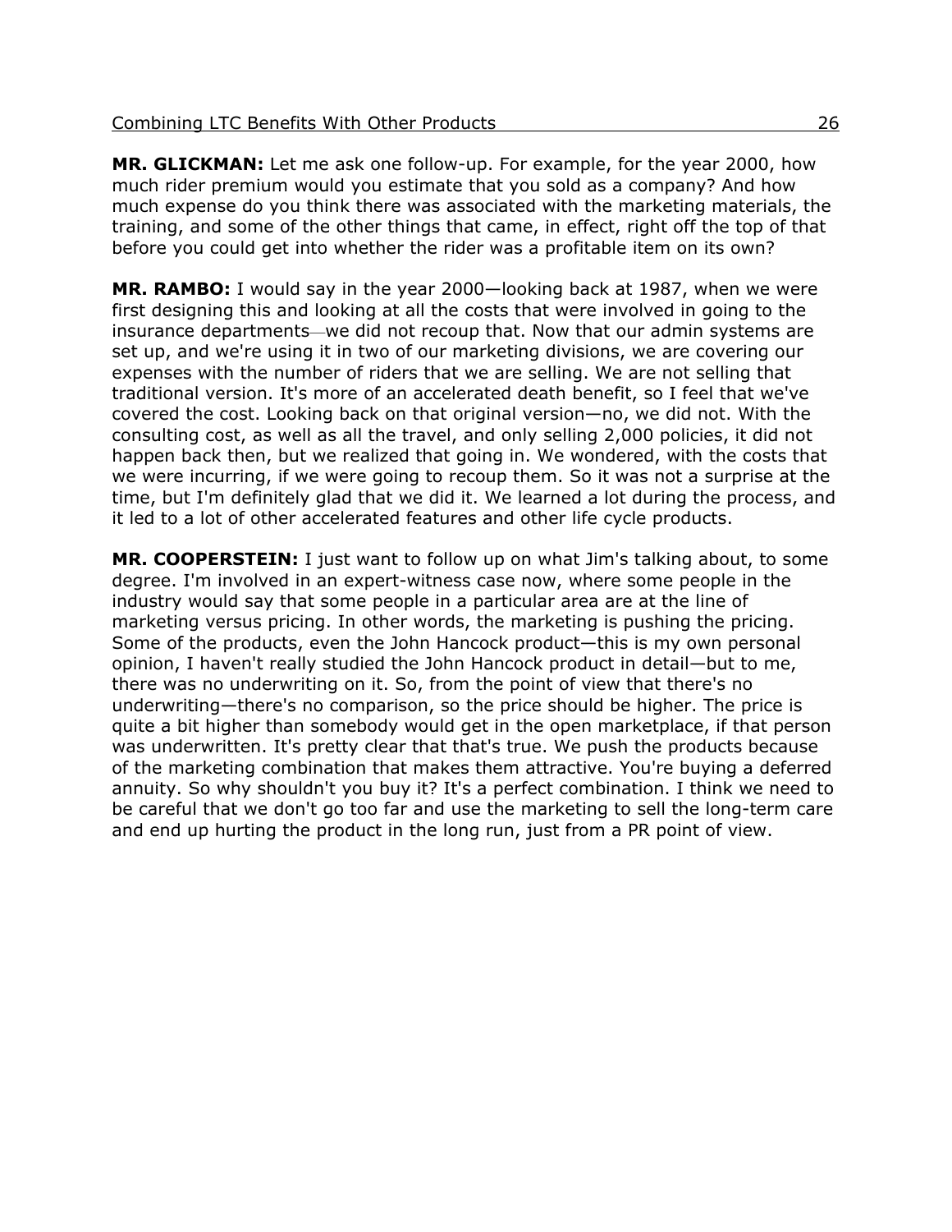**MR. GLICKMAN:** Let me ask one follow-up. For example, for the year 2000, how much rider premium would you estimate that you sold as a company? And how much expense do you think there was associated with the marketing materials, the training, and some of the other things that came, in effect, right off the top of that before you could get into whether the rider was a profitable item on its own?

**MR. RAMBO:** I would say in the year 2000—looking back at 1987, when we were first designing this and looking at all the costs that were involved in going to the insurance departments—we did not recoup that. Now that our admin systems are set up, and we're using it in two of our marketing divisions, we are covering our expenses with the number of riders that we are selling. We are not selling that traditional version. It's more of an accelerated death benefit, so I feel that we've covered the cost. Looking back on that original version—no, we did not. With the consulting cost, as well as all the travel, and only selling 2,000 policies, it did not happen back then, but we realized that going in. We wondered, with the costs that we were incurring, if we were going to recoup them. So it was not a surprise at the time, but I'm definitely glad that we did it. We learned a lot during the process, and it led to a lot of other accelerated features and other life cycle products.

**MR. COOPERSTEIN:** I just want to follow up on what Jim's talking about, to some degree. I'm involved in an expert-witness case now, where some people in the industry would say that some people in a particular area are at the line of marketing versus pricing. In other words, the marketing is pushing the pricing. Some of the products, even the John Hancock product—this is my own personal opinion, I haven't really studied the John Hancock product in detail—but to me, there was no underwriting on it. So, from the point of view that there's no underwriting—there's no comparison, so the price should be higher. The price is quite a bit higher than somebody would get in the open marketplace, if that person was underwritten. It's pretty clear that that's true. We push the products because of the marketing combination that makes them attractive. You're buying a deferred annuity. So why shouldn't you buy it? It's a perfect combination. I think we need to be careful that we don't go too far and use the marketing to sell the long-term care and end up hurting the product in the long run, just from a PR point of view.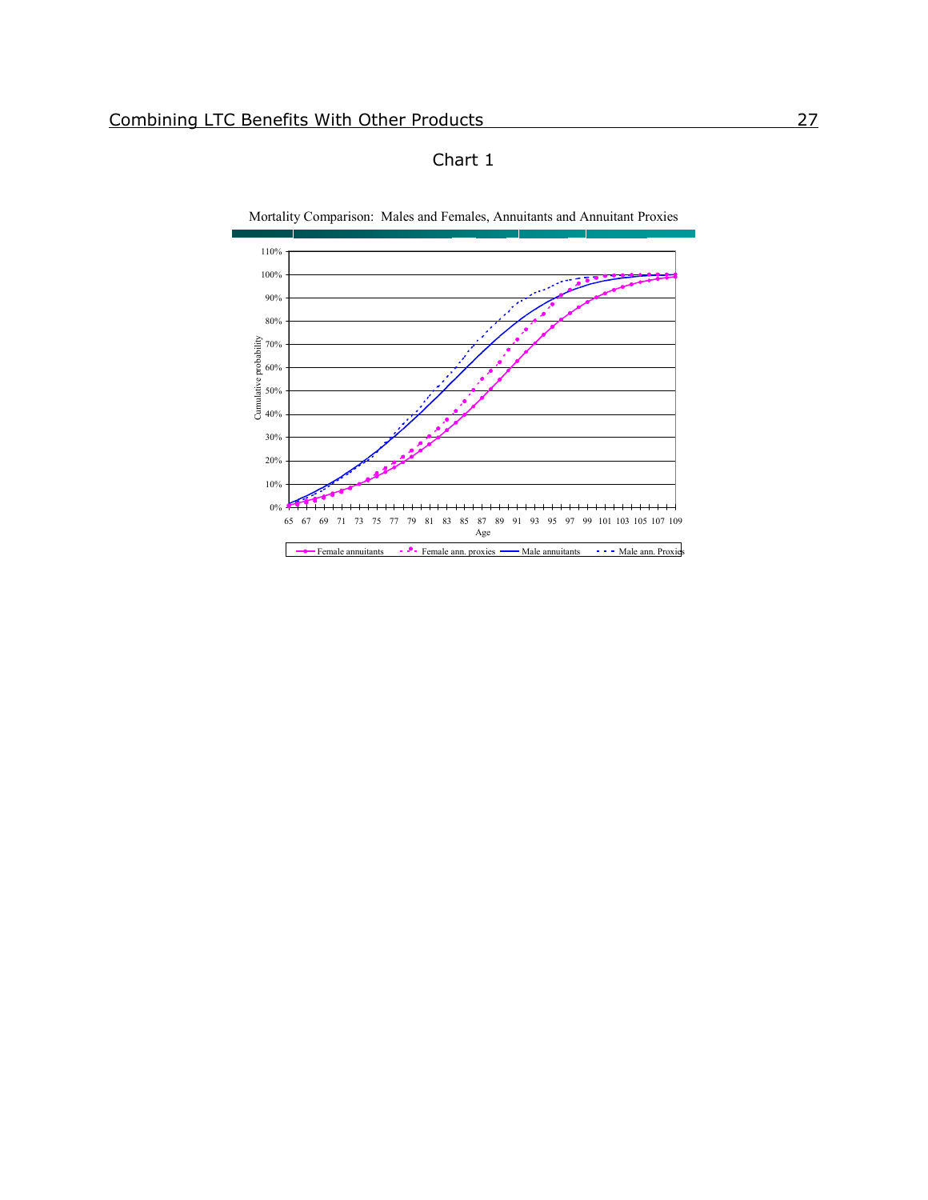Chart 1

Mortality Comparison: Males and Females, Annuitants and Annuitant Proxies

110%
100%
90%
80%
70%
60%
50%
40%
30%
20%
10%
0%

Cumulative probability

65 67 69 71 73 75 77 79 81 83 85 87 89 91 93 95 97 99 101 103 105 107 109

Age

Female annuitants — Female ann. proxies — Male annuitants — Male ann. Proxies